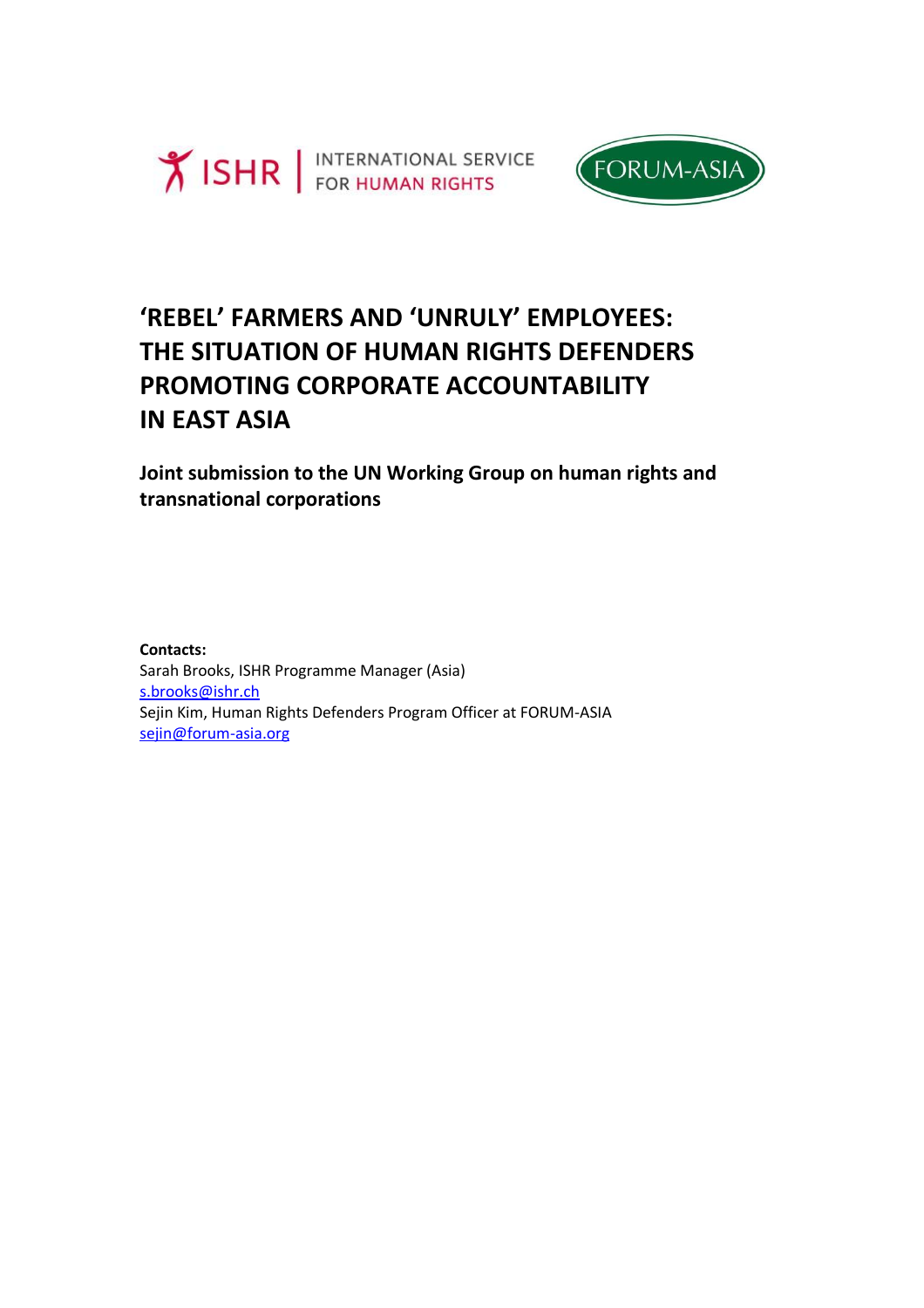ISHR | INTERNATIONAL SERVICE FOR HUMAN RIGHTS

FORUM-ASIA

# 'REBEL' FARMERS AND 'UNRULY' EMPLOYEES: THE SITUATION OF HUMAN RIGHTS DEFENDERS PROMOTING CORPORATE ACCOUNTABILITY IN EAST ASIA

**Joint submission to the UN Working Group on human rights and transnational corporations**

**Contacts:**
Sarah Brooks, ISHR Programme Manager (Asia)
s.brooks@ishr.ch
Sejin Kim, Human Rights Defenders Program Officer at FORUM-ASIA
sejin@forum-asia.org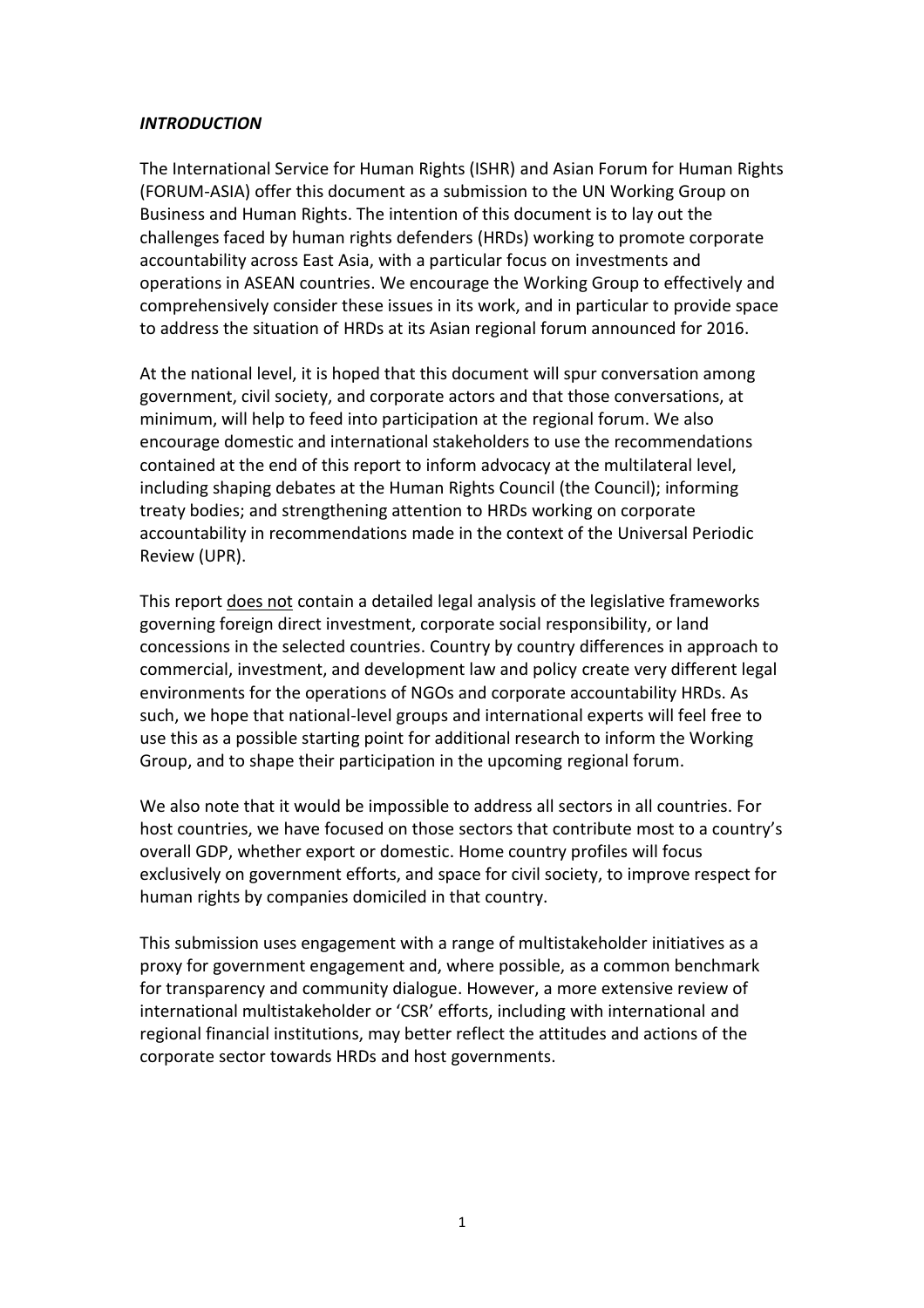## *INTRODUCTION*

The International Service for Human Rights (ISHR) and Asian Forum for Human Rights (FORUM-ASIA) offer this document as a submission to the UN Working Group on Business and Human Rights. The intention of this document is to lay out the challenges faced by human rights defenders (HRDs) working to promote corporate accountability across East Asia, with a particular focus on investments and operations in ASEAN countries. We encourage the Working Group to effectively and comprehensively consider these issues in its work, and in particular to provide space to address the situation of HRDs at its Asian regional forum announced for 2016.

At the national level, it is hoped that this document will spur conversation among government, civil society, and corporate actors and that those conversations, at minimum, will help to feed into participation at the regional forum. We also encourage domestic and international stakeholders to use the recommendations contained at the end of this report to inform advocacy at the multilateral level, including shaping debates at the Human Rights Council (the Council); informing treaty bodies; and strengthening attention to HRDs working on corporate accountability in recommendations made in the context of the Universal Periodic Review (UPR).

This report <u>does not</u> contain a detailed legal analysis of the legislative frameworks governing foreign direct investment, corporate social responsibility, or land concessions in the selected countries. Country by country differences in approach to commercial, investment, and development law and policy create very different legal environments for the operations of NGOs and corporate accountability HRDs. As such, we hope that national-level groups and international experts will feel free to use this as a possible starting point for additional research to inform the Working Group, and to shape their participation in the upcoming regional forum.

We also note that it would be impossible to address all sectors in all countries. For host countries, we have focused on those sectors that contribute most to a country's overall GDP, whether export or domestic. Home country profiles will focus exclusively on government efforts, and space for civil society, to improve respect for human rights by companies domiciled in that country.

This submission uses engagement with a range of multistakeholder initiatives as a proxy for government engagement and, where possible, as a common benchmark for transparency and community dialogue. However, a more extensive review of international multistakeholder or 'CSR' efforts, including with international and regional financial institutions, may better reflect the attitudes and actions of the corporate sector towards HRDs and host governments.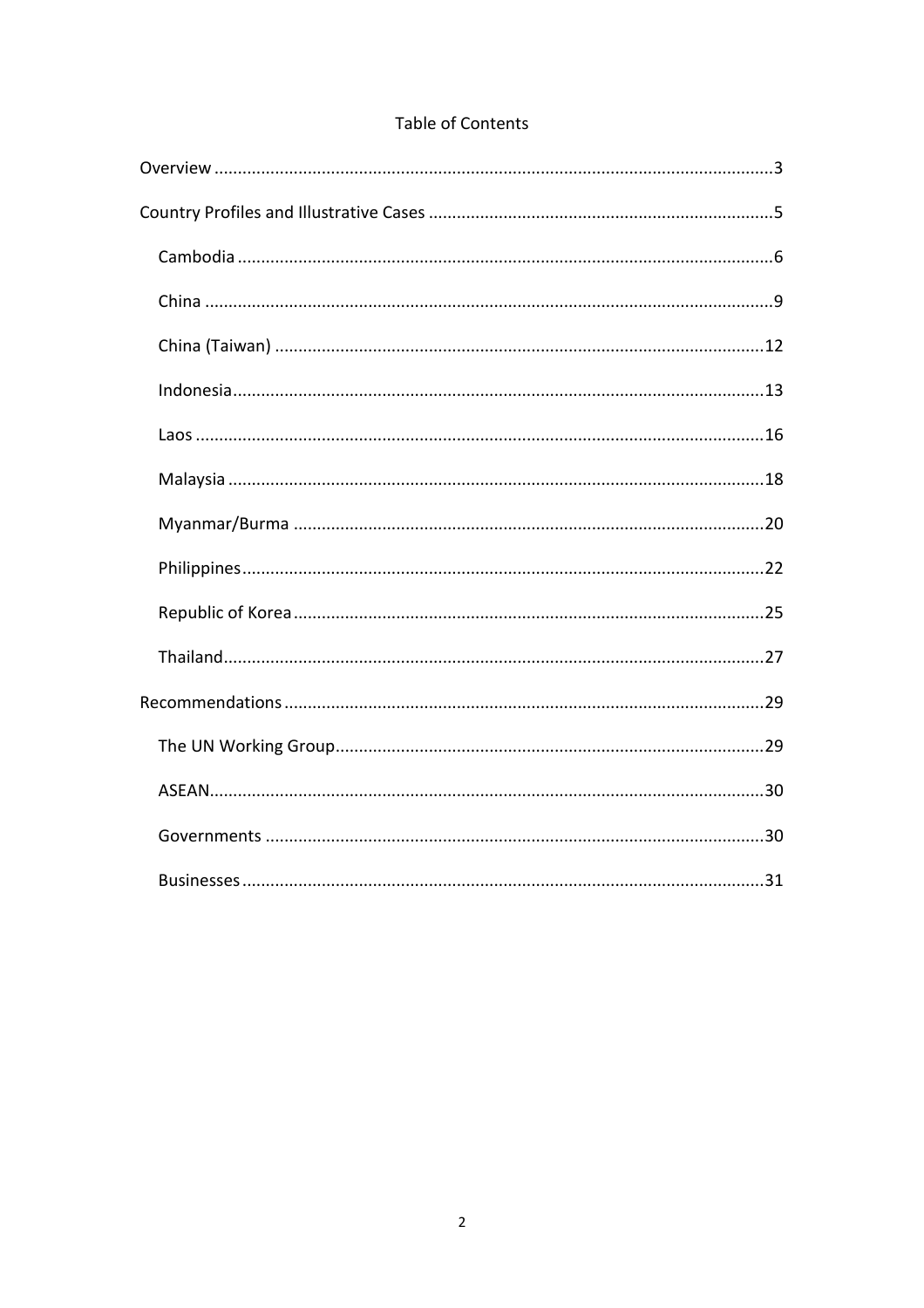# Table of Contents

Overview ....................................................................................................................3

Country Profiles and Illustrative Cases .........................................................................5

- Cambodia ....................................................................................................6
- China ..........................................................................................................9
- China (Taiwan) ........................................................................................12
- Indonesia ..................................................................................................13
- Laos ..........................................................................................................16
- Malaysia ....................................................................................................18
- Myanmar/Burma .......................................................................................20
- Philippines .................................................................................................22
- Republic of Korea .....................................................................................25
- Thailand ....................................................................................................27

Recommendations ...................................................................................................29

- The UN Working Group ............................................................................29
- ASEAN ......................................................................................................30
- Governments ............................................................................................30
- Businesses ................................................................................................31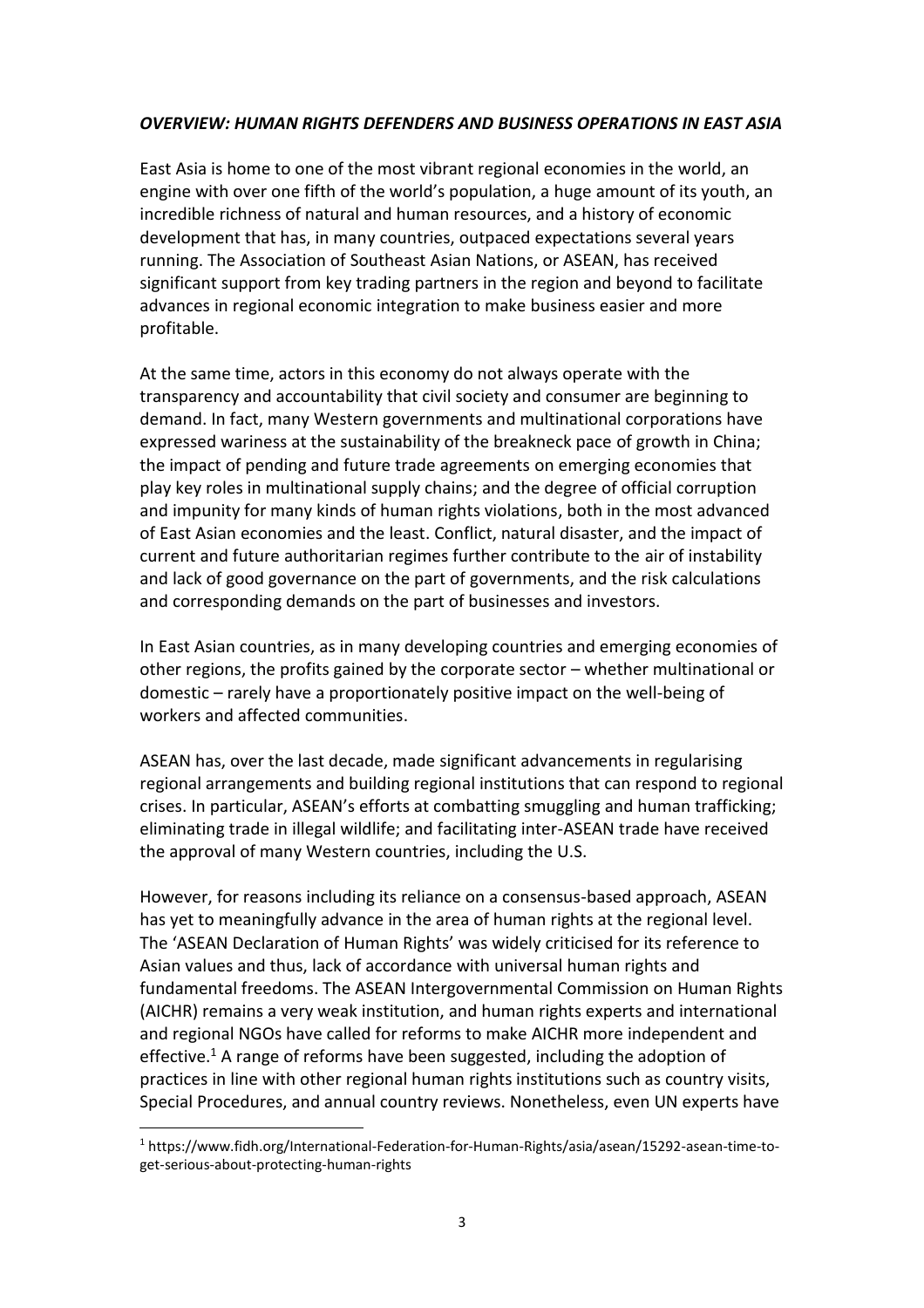### ***OVERVIEW: HUMAN RIGHTS DEFENDERS AND BUSINESS OPERATIONS IN EAST ASIA***

East Asia is home to one of the most vibrant regional economies in the world, an engine with over one fifth of the world's population, a huge amount of its youth, an incredible richness of natural and human resources, and a history of economic development that has, in many countries, outpaced expectations several years running. The Association of Southeast Asian Nations, or ASEAN, has received significant support from key trading partners in the region and beyond to facilitate advances in regional economic integration to make business easier and more profitable.

At the same time, actors in this economy do not always operate with the transparency and accountability that civil society and consumer are beginning to demand. In fact, many Western governments and multinational corporations have expressed wariness at the sustainability of the breakneck pace of growth in China; the impact of pending and future trade agreements on emerging economies that play key roles in multinational supply chains; and the degree of official corruption and impunity for many kinds of human rights violations, both in the most advanced of East Asian economies and the least. Conflict, natural disaster, and the impact of current and future authoritarian regimes further contribute to the air of instability and lack of good governance on the part of governments, and the risk calculations and corresponding demands on the part of businesses and investors.

In East Asian countries, as in many developing countries and emerging economies of other regions, the profits gained by the corporate sector – whether multinational or domestic – rarely have a proportionately positive impact on the well-being of workers and affected communities.

ASEAN has, over the last decade, made significant advancements in regularising regional arrangements and building regional institutions that can respond to regional crises. In particular, ASEAN's efforts at combatting smuggling and human trafficking; eliminating trade in illegal wildlife; and facilitating inter-ASEAN trade have received the approval of many Western countries, including the U.S.

However, for reasons including its reliance on a consensus-based approach, ASEAN has yet to meaningfully advance in the area of human rights at the regional level. The 'ASEAN Declaration of Human Rights' was widely criticised for its reference to Asian values and thus, lack of accordance with universal human rights and fundamental freedoms. The ASEAN Intergovernmental Commission on Human Rights (AICHR) remains a very weak institution, and human rights experts and international and regional NGOs have called for reforms to make AICHR more independent and effective.[1] A range of reforms have been suggested, including the adoption of practices in line with other regional human rights institutions such as country visits, Special Procedures, and annual country reviews. Nonetheless, even UN experts have

[1] https://www.fidh.org/International-Federation-for-Human-Rights/asia/asean/15292-asean-time-to-get-serious-about-protecting-human-rights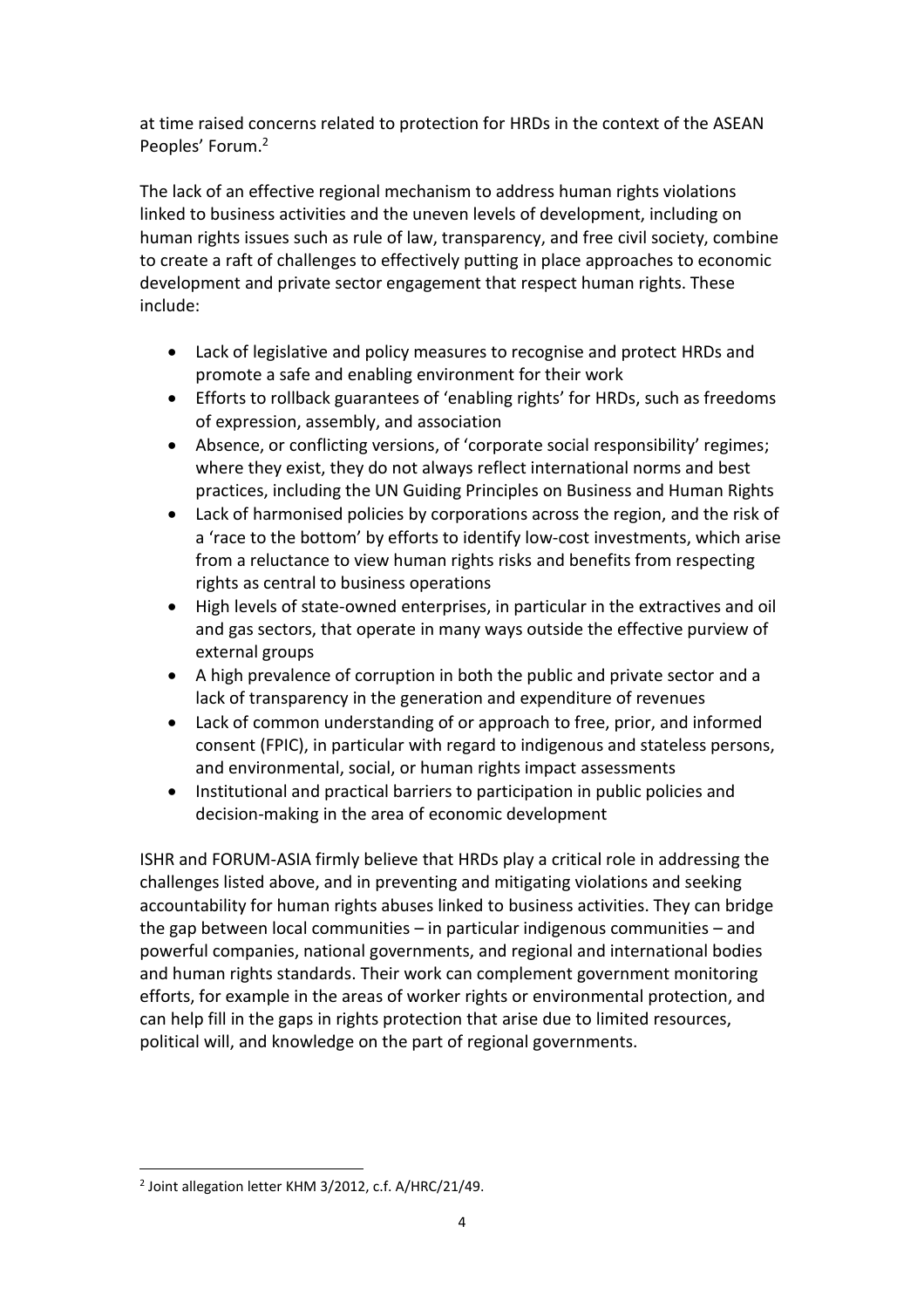at time raised concerns related to protection for HRDs in the context of the ASEAN Peoples' Forum.[2]

The lack of an effective regional mechanism to address human rights violations linked to business activities and the uneven levels of development, including on human rights issues such as rule of law, transparency, and free civil society, combine to create a raft of challenges to effectively putting in place approaches to economic development and private sector engagement that respect human rights. These include:

- Lack of legislative and policy measures to recognise and protect HRDs and promote a safe and enabling environment for their work
- Efforts to rollback guarantees of 'enabling rights' for HRDs, such as freedoms of expression, assembly, and association
- Absence, or conflicting versions, of 'corporate social responsibility' regimes; where they exist, they do not always reflect international norms and best practices, including the UN Guiding Principles on Business and Human Rights
- Lack of harmonised policies by corporations across the region, and the risk of a 'race to the bottom' by efforts to identify low-cost investments, which arise from a reluctance to view human rights risks and benefits from respecting rights as central to business operations
- High levels of state-owned enterprises, in particular in the extractives and oil and gas sectors, that operate in many ways outside the effective purview of external groups
- A high prevalence of corruption in both the public and private sector and a lack of transparency in the generation and expenditure of revenues
- Lack of common understanding of or approach to free, prior, and informed consent (FPIC), in particular with regard to indigenous and stateless persons, and environmental, social, or human rights impact assessments
- Institutional and practical barriers to participation in public policies and decision-making in the area of economic development

ISHR and FORUM-ASIA firmly believe that HRDs play a critical role in addressing the challenges listed above, and in preventing and mitigating violations and seeking accountability for human rights abuses linked to business activities. They can bridge the gap between local communities – in particular indigenous communities – and powerful companies, national governments, and regional and international bodies and human rights standards. Their work can complement government monitoring efforts, for example in the areas of worker rights or environmental protection, and can help fill in the gaps in rights protection that arise due to limited resources, political will, and knowledge on the part of regional governments.

[2] Joint allegation letter KHM 3/2012, c.f. A/HRC/21/49.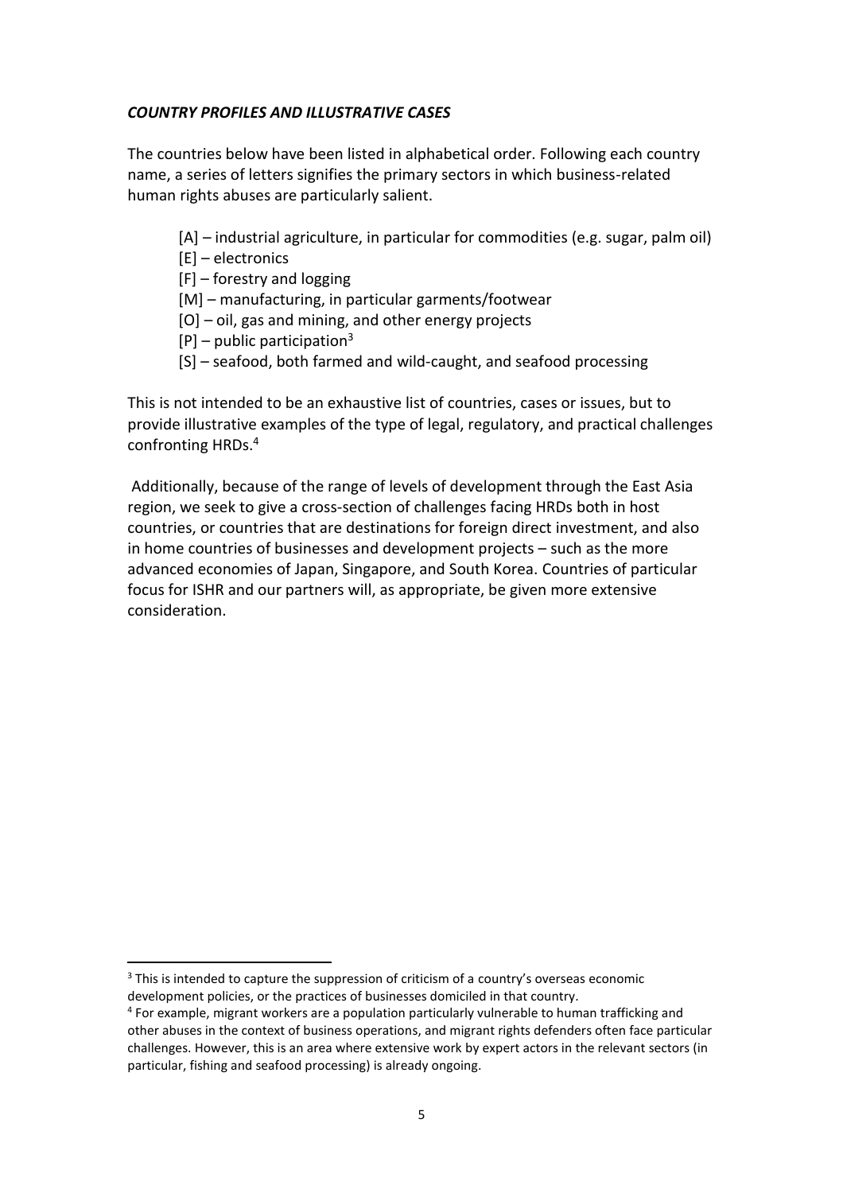### ***COUNTRY PROFILES AND ILLUSTRATIVE CASES***

The countries below have been listed in alphabetical order. Following each country name, a series of letters signifies the primary sectors in which business-related human rights abuses are particularly salient.

- [A] – industrial agriculture, in particular for commodities (e.g. sugar, palm oil)
- [E] – electronics
- [F] – forestry and logging
- [M] – manufacturing, in particular garments/footwear
- [O] – oil, gas and mining, and other energy projects
- [P] – public participation[3]
- [S] – seafood, both farmed and wild-caught, and seafood processing

This is not intended to be an exhaustive list of countries, cases or issues, but to provide illustrative examples of the type of legal, regulatory, and practical challenges confronting HRDs.[4]

Additionally, because of the range of levels of development through the East Asia region, we seek to give a cross-section of challenges facing HRDs both in host countries, or countries that are destinations for foreign direct investment, and also in home countries of businesses and development projects – such as the more advanced economies of Japan, Singapore, and South Korea. Countries of particular focus for ISHR and our partners will, as appropriate, be given more extensive consideration.

---

[3] This is intended to capture the suppression of criticism of a country's overseas economic development policies, or the practices of businesses domiciled in that country.

[4] For example, migrant workers are a population particularly vulnerable to human trafficking and other abuses in the context of business operations, and migrant rights defenders often face particular challenges. However, this is an area where extensive work by expert actors in the relevant sectors (in particular, fishing and seafood processing) is already ongoing.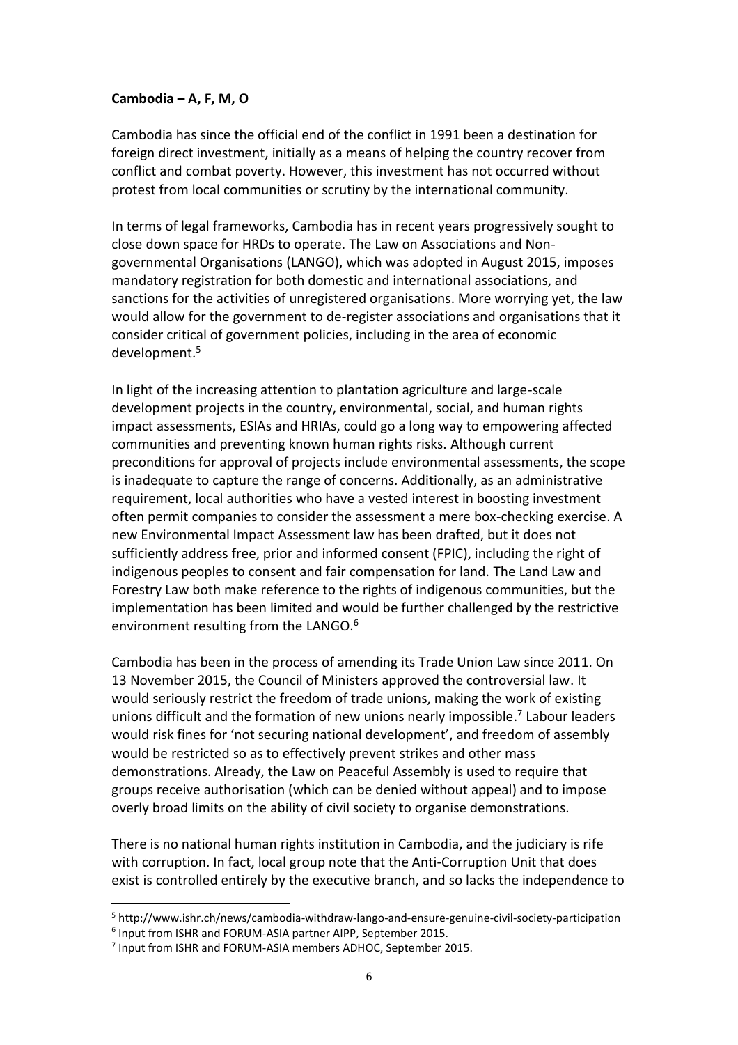**Cambodia – A, F, M, O**

Cambodia has since the official end of the conflict in 1991 been a destination for foreign direct investment, initially as a means of helping the country recover from conflict and combat poverty. However, this investment has not occurred without protest from local communities or scrutiny by the international community.

In terms of legal frameworks, Cambodia has in recent years progressively sought to close down space for HRDs to operate. The Law on Associations and Non-governmental Organisations (LANGO), which was adopted in August 2015, imposes mandatory registration for both domestic and international associations, and sanctions for the activities of unregistered organisations. More worrying yet, the law would allow for the government to de-register associations and organisations that it consider critical of government policies, including in the area of economic development.[5]

In light of the increasing attention to plantation agriculture and large-scale development projects in the country, environmental, social, and human rights impact assessments, ESIAs and HRIAs, could go a long way to empowering affected communities and preventing known human rights risks. Although current preconditions for approval of projects include environmental assessments, the scope is inadequate to capture the range of concerns. Additionally, as an administrative requirement, local authorities who have a vested interest in boosting investment often permit companies to consider the assessment a mere box-checking exercise. A new Environmental Impact Assessment law has been drafted, but it does not sufficiently address free, prior and informed consent (FPIC), including the right of indigenous peoples to consent and fair compensation for land. The Land Law and Forestry Law both make reference to the rights of indigenous communities, but the implementation has been limited and would be further challenged by the restrictive environment resulting from the LANGO.[6]

Cambodia has been in the process of amending its Trade Union Law since 2011. On 13 November 2015, the Council of Ministers approved the controversial law. It would seriously restrict the freedom of trade unions, making the work of existing unions difficult and the formation of new unions nearly impossible.[7] Labour leaders would risk fines for 'not securing national development', and freedom of assembly would be restricted so as to effectively prevent strikes and other mass demonstrations. Already, the Law on Peaceful Assembly is used to require that groups receive authorisation (which can be denied without appeal) and to impose overly broad limits on the ability of civil society to organise demonstrations.

There is no national human rights institution in Cambodia, and the judiciary is rife with corruption. In fact, local group note that the Anti-Corruption Unit that does exist is controlled entirely by the executive branch, and so lacks the independence to

---

[5] http://www.ishr.ch/news/cambodia-withdraw-lango-and-ensure-genuine-civil-society-participation

[6] Input from ISHR and FORUM-ASIA partner AIPP, September 2015.

[7] Input from ISHR and FORUM-ASIA members ADHOC, September 2015.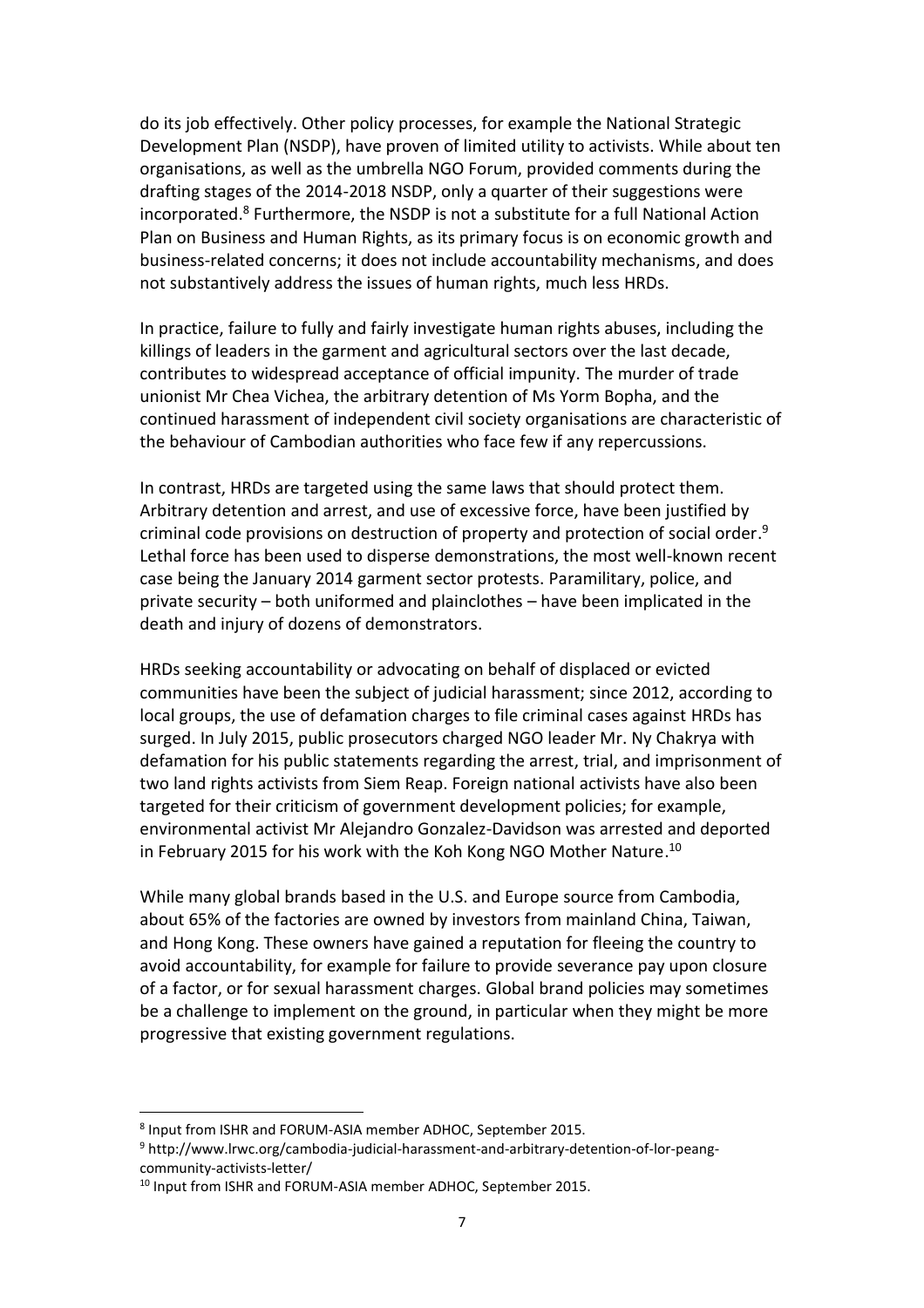do its job effectively. Other policy processes, for example the National Strategic Development Plan (NSDP), have proven of limited utility to activists. While about ten organisations, as well as the umbrella NGO Forum, provided comments during the drafting stages of the 2014-2018 NSDP, only a quarter of their suggestions were incorporated.[8] Furthermore, the NSDP is not a substitute for a full National Action Plan on Business and Human Rights, as its primary focus is on economic growth and business-related concerns; it does not include accountability mechanisms, and does not substantively address the issues of human rights, much less HRDs.

In practice, failure to fully and fairly investigate human rights abuses, including the killings of leaders in the garment and agricultural sectors over the last decade, contributes to widespread acceptance of official impunity. The murder of trade unionist Mr Chea Vichea, the arbitrary detention of Ms Yorm Bopha, and the continued harassment of independent civil society organisations are characteristic of the behaviour of Cambodian authorities who face few if any repercussions.

In contrast, HRDs are targeted using the same laws that should protect them. Arbitrary detention and arrest, and use of excessive force, have been justified by criminal code provisions on destruction of property and protection of social order.[9] Lethal force has been used to disperse demonstrations, the most well-known recent case being the January 2014 garment sector protests. Paramilitary, police, and private security – both uniformed and plainclothes – have been implicated in the death and injury of dozens of demonstrators.

HRDs seeking accountability or advocating on behalf of displaced or evicted communities have been the subject of judicial harassment; since 2012, according to local groups, the use of defamation charges to file criminal cases against HRDs has surged. In July 2015, public prosecutors charged NGO leader Mr. Ny Chakrya with defamation for his public statements regarding the arrest, trial, and imprisonment of two land rights activists from Siem Reap. Foreign national activists have also been targeted for their criticism of government development policies; for example, environmental activist Mr Alejandro Gonzalez-Davidson was arrested and deported in February 2015 for his work with the Koh Kong NGO Mother Nature.[10]

While many global brands based in the U.S. and Europe source from Cambodia, about 65% of the factories are owned by investors from mainland China, Taiwan, and Hong Kong. These owners have gained a reputation for fleeing the country to avoid accountability, for example for failure to provide severance pay upon closure of a factor, or for sexual harassment charges. Global brand policies may sometimes be a challenge to implement on the ground, in particular when they might be more progressive that existing government regulations.

---

[8] Input from ISHR and FORUM-ASIA member ADHOC, September 2015.

[9] http://www.lrwc.org/cambodia-judicial-harassment-and-arbitrary-detention-of-lor-peang-community-activists-letter/

[10] Input from ISHR and FORUM-ASIA member ADHOC, September 2015.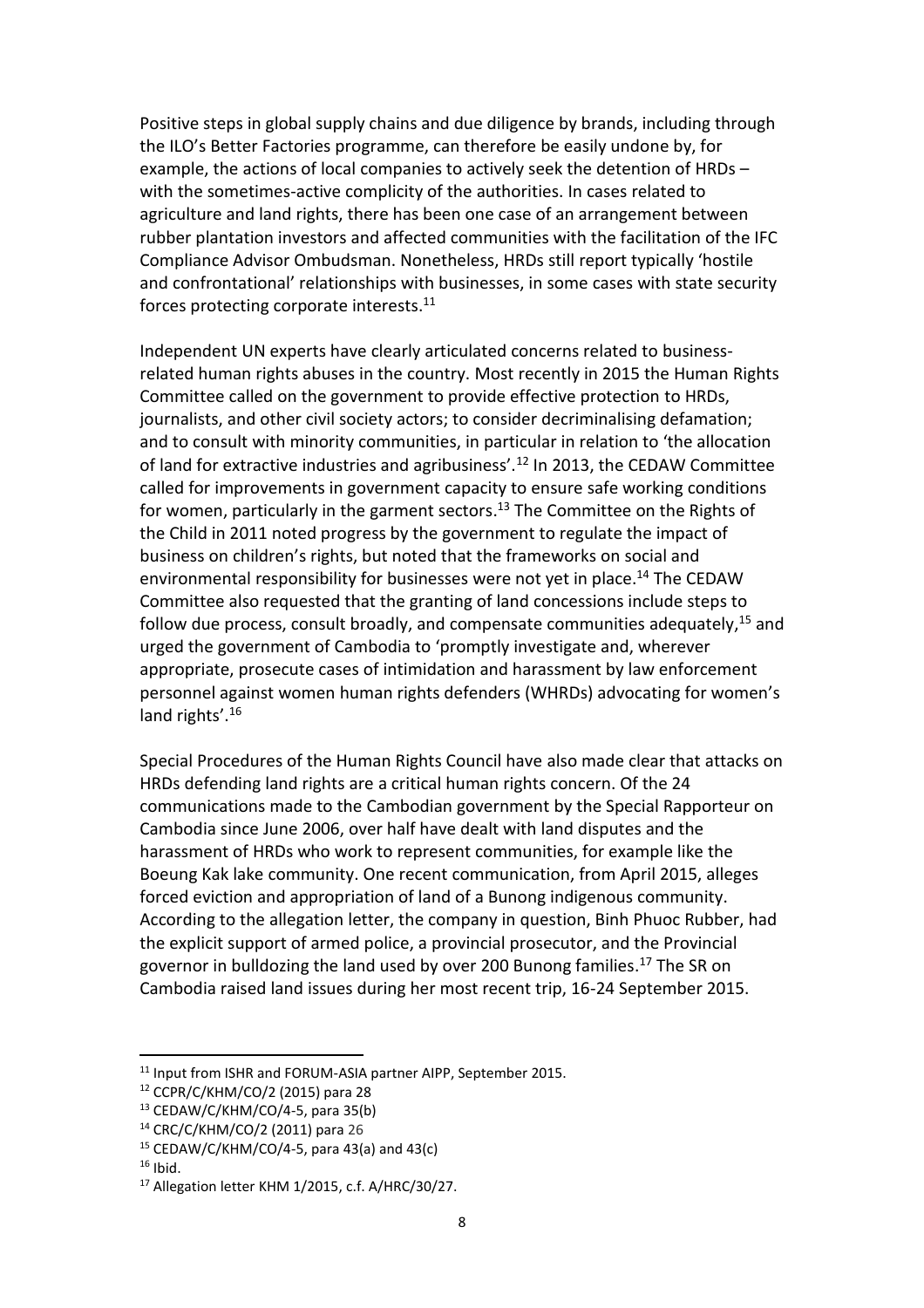Positive steps in global supply chains and due diligence by brands, including through the ILO's Better Factories programme, can therefore be easily undone by, for example, the actions of local companies to actively seek the detention of HRDs – with the sometimes-active complicity of the authorities. In cases related to agriculture and land rights, there has been one case of an arrangement between rubber plantation investors and affected communities with the facilitation of the IFC Compliance Advisor Ombudsman. Nonetheless, HRDs still report typically 'hostile and confrontational' relationships with businesses, in some cases with state security forces protecting corporate interests.[11]

Independent UN experts have clearly articulated concerns related to business-related human rights abuses in the country. Most recently in 2015 the Human Rights Committee called on the government to provide effective protection to HRDs, journalists, and other civil society actors; to consider decriminalising defamation; and to consult with minority communities, in particular in relation to 'the allocation of land for extractive industries and agribusiness'.[12] In 2013, the CEDAW Committee called for improvements in government capacity to ensure safe working conditions for women, particularly in the garment sectors.[13] The Committee on the Rights of the Child in 2011 noted progress by the government to regulate the impact of business on children's rights, but noted that the frameworks on social and environmental responsibility for businesses were not yet in place.[14] The CEDAW Committee also requested that the granting of land concessions include steps to follow due process, consult broadly, and compensate communities adequately,[15] and urged the government of Cambodia to 'promptly investigate and, wherever appropriate, prosecute cases of intimidation and harassment by law enforcement personnel against women human rights defenders (WHRDs) advocating for women's land rights'.[16]

Special Procedures of the Human Rights Council have also made clear that attacks on HRDs defending land rights are a critical human rights concern. Of the 24 communications made to the Cambodian government by the Special Rapporteur on Cambodia since June 2006, over half have dealt with land disputes and the harassment of HRDs who work to represent communities, for example like the Boeung Kak lake community. One recent communication, from April 2015, alleges forced eviction and appropriation of land of a Bunong indigenous community. According to the allegation letter, the company in question, Binh Phuoc Rubber, had the explicit support of armed police, a provincial prosecutor, and the Provincial governor in bulldozing the land used by over 200 Bunong families.[17] The SR on Cambodia raised land issues during her most recent trip, 16-24 September 2015.

---

[11] Input from ISHR and FORUM-ASIA partner AIPP, September 2015.

[12] CCPR/C/KHM/CO/2 (2015) para 28

[13] CEDAW/C/KHM/CO/4-5, para 35(b)

[14] CRC/C/KHM/CO/2 (2011) para 26

[15] CEDAW/C/KHM/CO/4-5, para 43(a) and 43(c)

[16] Ibid.

[17] Allegation letter KHM 1/2015, c.f. A/HRC/30/27.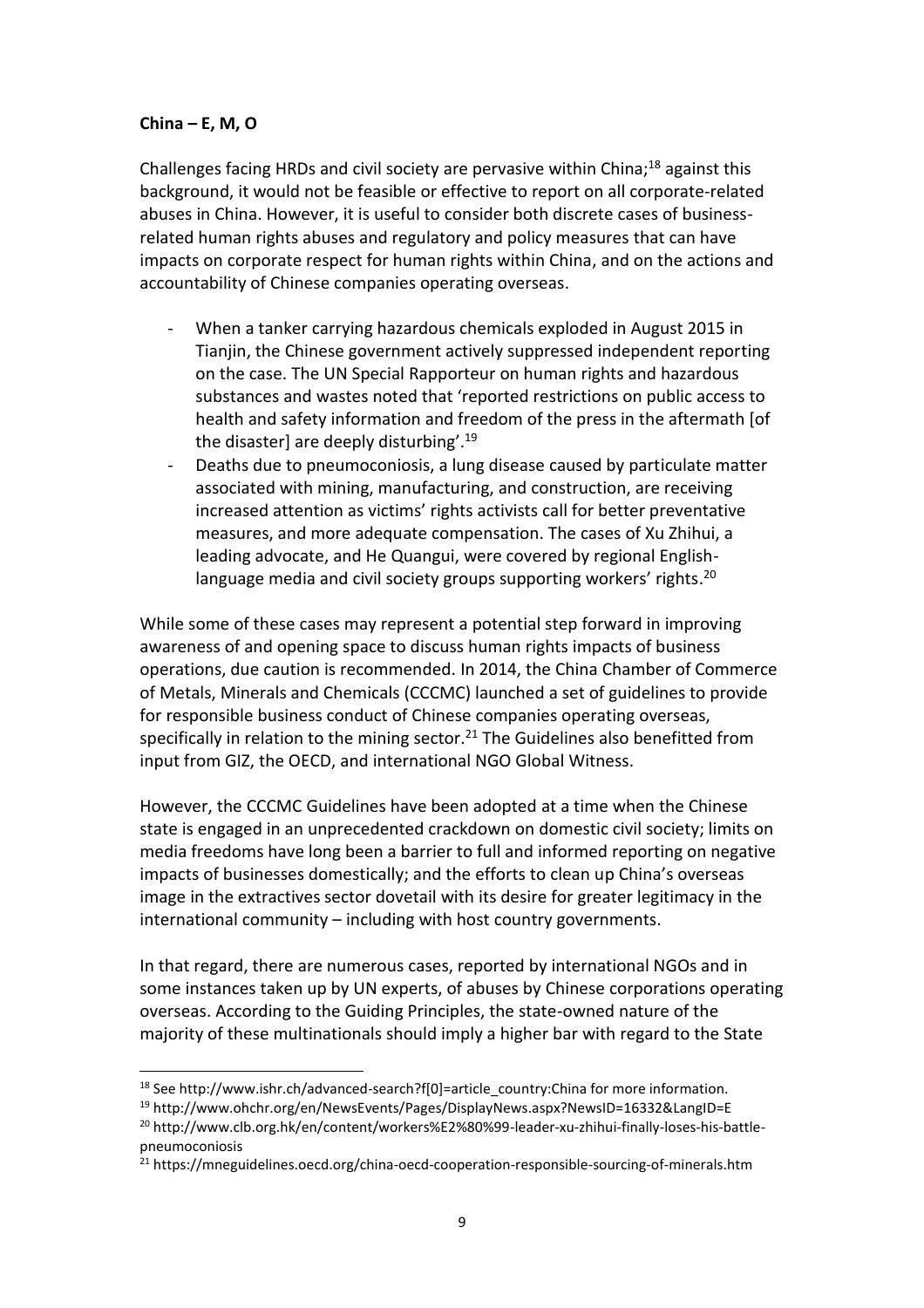**China – E, M, O**

Challenges facing HRDs and civil society are pervasive within China;[18] against this background, it would not be feasible or effective to report on all corporate-related abuses in China. However, it is useful to consider both discrete cases of business-related human rights abuses and regulatory and policy measures that can have impacts on corporate respect for human rights within China, and on the actions and accountability of Chinese companies operating overseas.

- When a tanker carrying hazardous chemicals exploded in August 2015 in Tianjin, the Chinese government actively suppressed independent reporting on the case. The UN Special Rapporteur on human rights and hazardous substances and wastes noted that 'reported restrictions on public access to health and safety information and freedom of the press in the aftermath [of the disaster] are deeply disturbing'.[19]
- Deaths due to pneumoconiosis, a lung disease caused by particulate matter associated with mining, manufacturing, and construction, are receiving increased attention as victims' rights activists call for better preventative measures, and more adequate compensation. The cases of Xu Zhihui, a leading advocate, and He Quangui, were covered by regional English-language media and civil society groups supporting workers' rights.[20]

While some of these cases may represent a potential step forward in improving awareness of and opening space to discuss human rights impacts of business operations, due caution is recommended. In 2014, the China Chamber of Commerce of Metals, Minerals and Chemicals (CCCMC) launched a set of guidelines to provide for responsible business conduct of Chinese companies operating overseas, specifically in relation to the mining sector.[21] The Guidelines also benefitted from input from GIZ, the OECD, and international NGO Global Witness.

However, the CCCMC Guidelines have been adopted at a time when the Chinese state is engaged in an unprecedented crackdown on domestic civil society; limits on media freedoms have long been a barrier to full and informed reporting on negative impacts of businesses domestically; and the efforts to clean up China's overseas image in the extractives sector dovetail with its desire for greater legitimacy in the international community – including with host country governments.

In that regard, there are numerous cases, reported by international NGOs and in some instances taken up by UN experts, of abuses by Chinese corporations operating overseas. According to the Guiding Principles, the state-owned nature of the majority of these multinationals should imply a higher bar with regard to the State

---

[18] See http://www.ishr.ch/advanced-search?f[0]=article_country:China for more information.

[19] http://www.ohchr.org/en/NewsEvents/Pages/DisplayNews.aspx?NewsID=16332&LangID=E

[20] http://www.clb.org.hk/en/content/workers%E2%80%99-leader-xu-zhihui-finally-loses-his-battle-pneumoconiosis

[21] https://mneguidelines.oecd.org/china-oecd-cooperation-responsible-sourcing-of-minerals.htm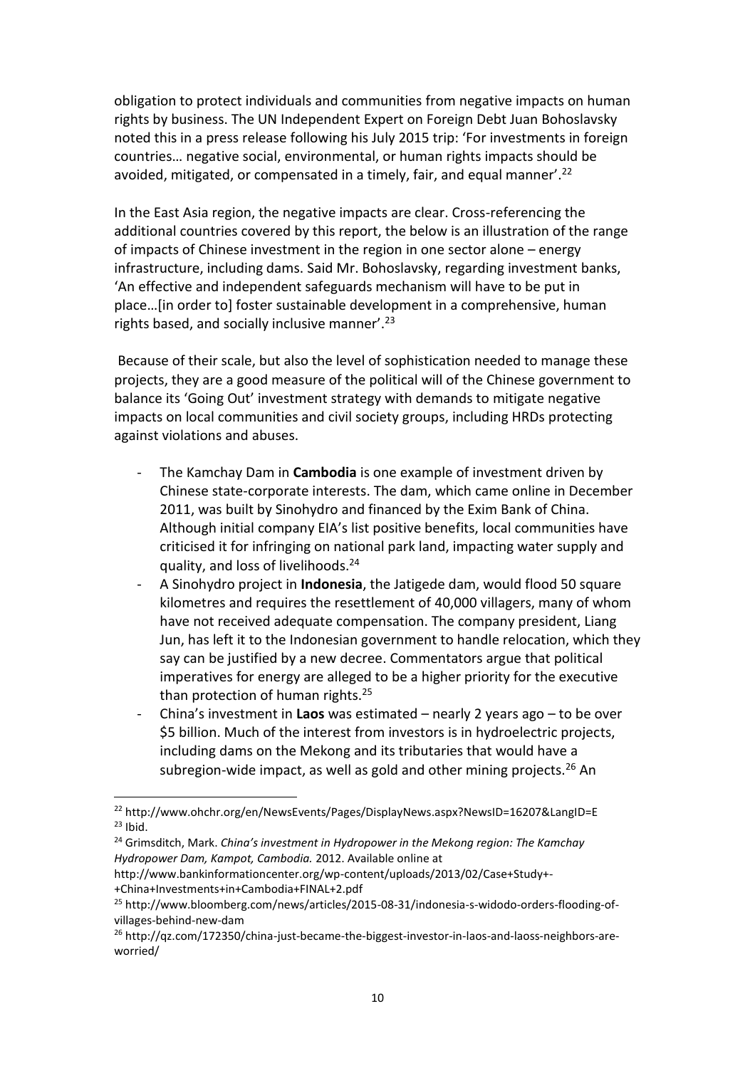obligation to protect individuals and communities from negative impacts on human rights by business. The UN Independent Expert on Foreign Debt Juan Bohoslavsky noted this in a press release following his July 2015 trip: 'For investments in foreign countries… negative social, environmental, or human rights impacts should be avoided, mitigated, or compensated in a timely, fair, and equal manner'.[22]

In the East Asia region, the negative impacts are clear. Cross-referencing the additional countries covered by this report, the below is an illustration of the range of impacts of Chinese investment in the region in one sector alone – energy infrastructure, including dams. Said Mr. Bohoslavsky, regarding investment banks, 'An effective and independent safeguards mechanism will have to be put in place…[in order to] foster sustainable development in a comprehensive, human rights based, and socially inclusive manner'.[23]

Because of their scale, but also the level of sophistication needed to manage these projects, they are a good measure of the political will of the Chinese government to balance its 'Going Out' investment strategy with demands to mitigate negative impacts on local communities and civil society groups, including HRDs protecting against violations and abuses.

- The Kamchay Dam in **Cambodia** is one example of investment driven by Chinese state-corporate interests. The dam, which came online in December 2011, was built by Sinohydro and financed by the Exim Bank of China. Although initial company EIA's list positive benefits, local communities have criticised it for infringing on national park land, impacting water supply and quality, and loss of livelihoods.[24]
- A Sinohydro project in **Indonesia**, the Jatigede dam, would flood 50 square kilometres and requires the resettlement of 40,000 villagers, many of whom have not received adequate compensation. The company president, Liang Jun, has left it to the Indonesian government to handle relocation, which they say can be justified by a new decree. Commentators argue that political imperatives for energy are alleged to be a higher priority for the executive than protection of human rights.[25]
- China's investment in **Laos** was estimated – nearly 2 years ago – to be over $5 billion. Much of the interest from investors is in hydroelectric projects, including dams on the Mekong and its tributaries that would have a subregion-wide impact, as well as gold and other mining projects.[26] An

---

[22] http://www.ohchr.org/en/NewsEvents/Pages/DisplayNews.aspx?NewsID=16207&LangID=E

[23] Ibid.

[24] Grimsditch, Mark. *China's investment in Hydropower in the Mekong region: The Kamchay Hydropower Dam, Kampot, Cambodia.* 2012. Available online at http://www.bankinformationcenter.org/wp-content/uploads/2013/02/Case+Study+-+China+Investments+in+Cambodia+FINAL+2.pdf

[25] http://www.bloomberg.com/news/articles/2015-08-31/indonesia-s-widodo-orders-flooding-of-villages-behind-new-dam

[26] http://qz.com/172350/china-just-became-the-biggest-investor-in-laos-and-laoss-neighbors-are-worried/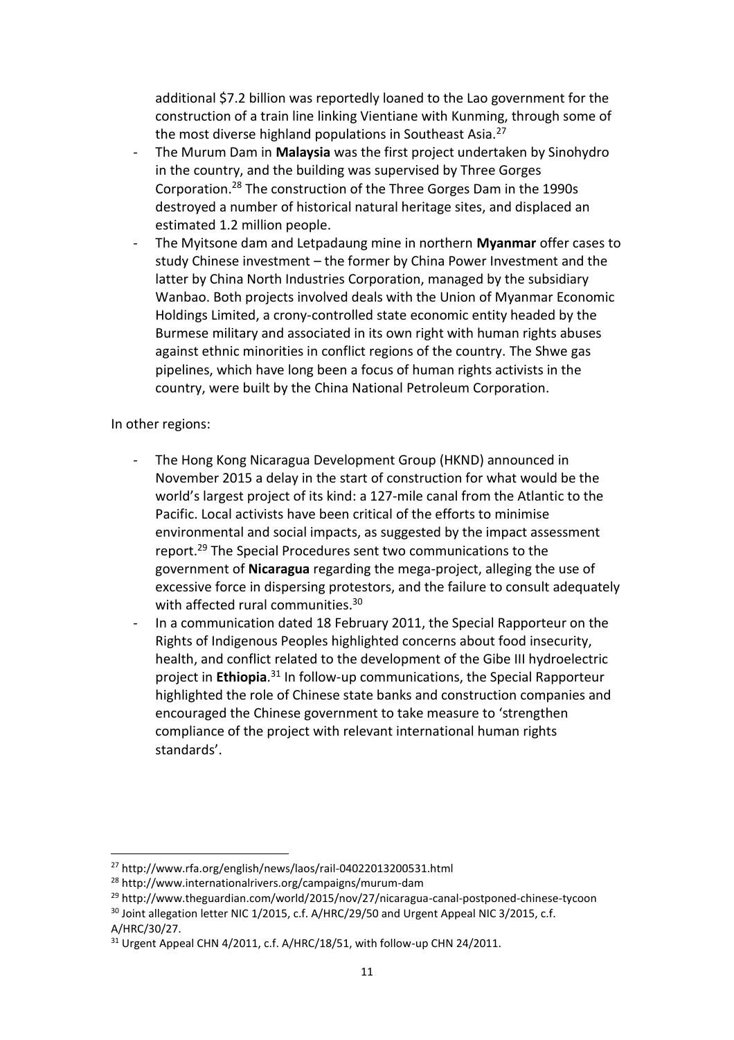additional $7.2 billion was reportedly loaned to the Lao government for the construction of a train line linking Vientiane with Kunming, through some of the most diverse highland populations in Southeast Asia.[27]

- The Murum Dam in **Malaysia** was the first project undertaken by Sinohydro in the country, and the building was supervised by Three Gorges Corporation.[28] The construction of the Three Gorges Dam in the 1990s destroyed a number of historical natural heritage sites, and displaced an estimated 1.2 million people.
- The Myitsone dam and Letpadaung mine in northern **Myanmar** offer cases to study Chinese investment – the former by China Power Investment and the latter by China North Industries Corporation, managed by the subsidiary Wanbao. Both projects involved deals with the Union of Myanmar Economic Holdings Limited, a crony-controlled state economic entity headed by the Burmese military and associated in its own right with human rights abuses against ethnic minorities in conflict regions of the country. The Shwe gas pipelines, which have long been a focus of human rights activists in the country, were built by the China National Petroleum Corporation.

In other regions:

- The Hong Kong Nicaragua Development Group (HKND) announced in November 2015 a delay in the start of construction for what would be the world's largest project of its kind: a 127-mile canal from the Atlantic to the Pacific. Local activists have been critical of the efforts to minimise environmental and social impacts, as suggested by the impact assessment report.[29] The Special Procedures sent two communications to the government of **Nicaragua** regarding the mega-project, alleging the use of excessive force in dispersing protestors, and the failure to consult adequately with affected rural communities.[30]
- In a communication dated 18 February 2011, the Special Rapporteur on the Rights of Indigenous Peoples highlighted concerns about food insecurity, health, and conflict related to the development of the Gibe III hydroelectric project in **Ethiopia**.[31] In follow-up communications, the Special Rapporteur highlighted the role of Chinese state banks and construction companies and encouraged the Chinese government to take measure to 'strengthen compliance of the project with relevant international human rights standards'.

---

[27] http://www.rfa.org/english/news/laos/rail-04022013200531.html

[28] http://www.internationalrivers.org/campaigns/murum-dam

[29] http://www.theguardian.com/world/2015/nov/27/nicaragua-canal-postponed-chinese-tycoon

[30] Joint allegation letter NIC 1/2015, c.f. A/HRC/29/50 and Urgent Appeal NIC 3/2015, c.f. A/HRC/30/27.

[31] Urgent Appeal CHN 4/2011, c.f. A/HRC/18/51, with follow-up CHN 24/2011.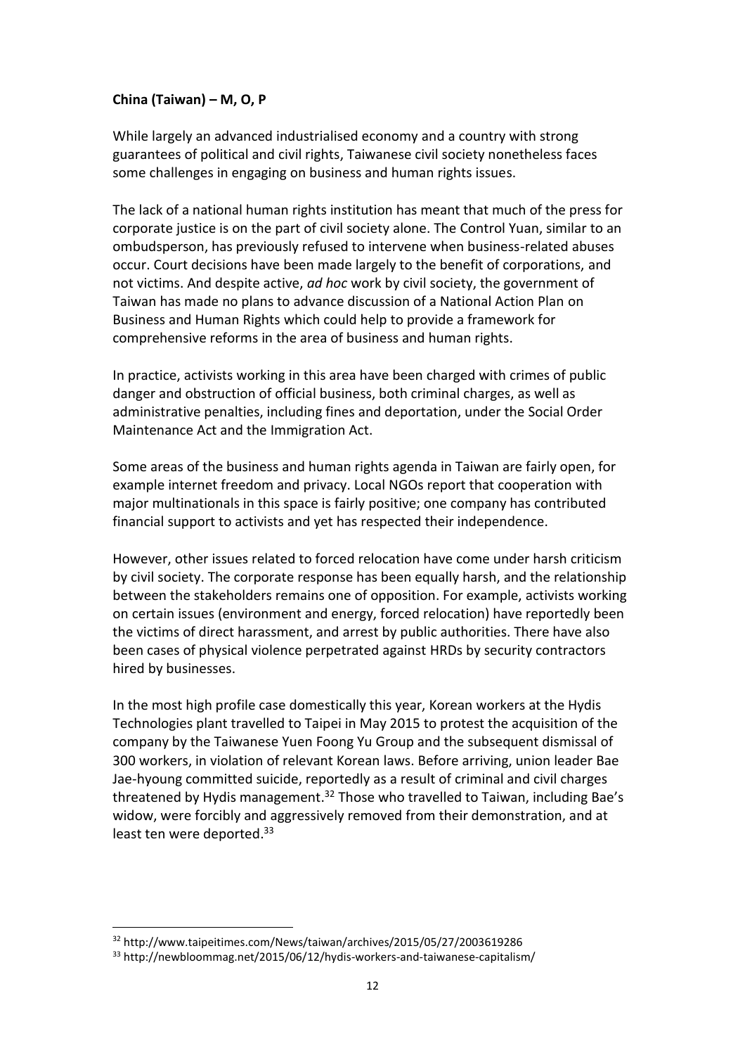**China (Taiwan) – M, O, P**

While largely an advanced industrialised economy and a country with strong guarantees of political and civil rights, Taiwanese civil society nonetheless faces some challenges in engaging on business and human rights issues.

The lack of a national human rights institution has meant that much of the press for corporate justice is on the part of civil society alone. The Control Yuan, similar to an ombudsperson, has previously refused to intervene when business-related abuses occur. Court decisions have been made largely to the benefit of corporations, and not victims. And despite active, *ad hoc* work by civil society, the government of Taiwan has made no plans to advance discussion of a National Action Plan on Business and Human Rights which could help to provide a framework for comprehensive reforms in the area of business and human rights.

In practice, activists working in this area have been charged with crimes of public danger and obstruction of official business, both criminal charges, as well as administrative penalties, including fines and deportation, under the Social Order Maintenance Act and the Immigration Act.

Some areas of the business and human rights agenda in Taiwan are fairly open, for example internet freedom and privacy. Local NGOs report that cooperation with major multinationals in this space is fairly positive; one company has contributed financial support to activists and yet has respected their independence.

However, other issues related to forced relocation have come under harsh criticism by civil society. The corporate response has been equally harsh, and the relationship between the stakeholders remains one of opposition. For example, activists working on certain issues (environment and energy, forced relocation) have reportedly been the victims of direct harassment, and arrest by public authorities. There have also been cases of physical violence perpetrated against HRDs by security contractors hired by businesses.

In the most high profile case domestically this year, Korean workers at the Hydis Technologies plant travelled to Taipei in May 2015 to protest the acquisition of the company by the Taiwanese Yuen Foong Yu Group and the subsequent dismissal of 300 workers, in violation of relevant Korean laws. Before arriving, union leader Bae Jae-hyoung committed suicide, reportedly as a result of criminal and civil charges threatened by Hydis management.[32] Those who travelled to Taiwan, including Bae's widow, were forcibly and aggressively removed from their demonstration, and at least ten were deported.[33]

---

[32] http://www.taipeitimes.com/News/taiwan/archives/2015/05/27/2003619286

[33] http://newbloommag.net/2015/06/12/hydis-workers-and-taiwanese-capitalism/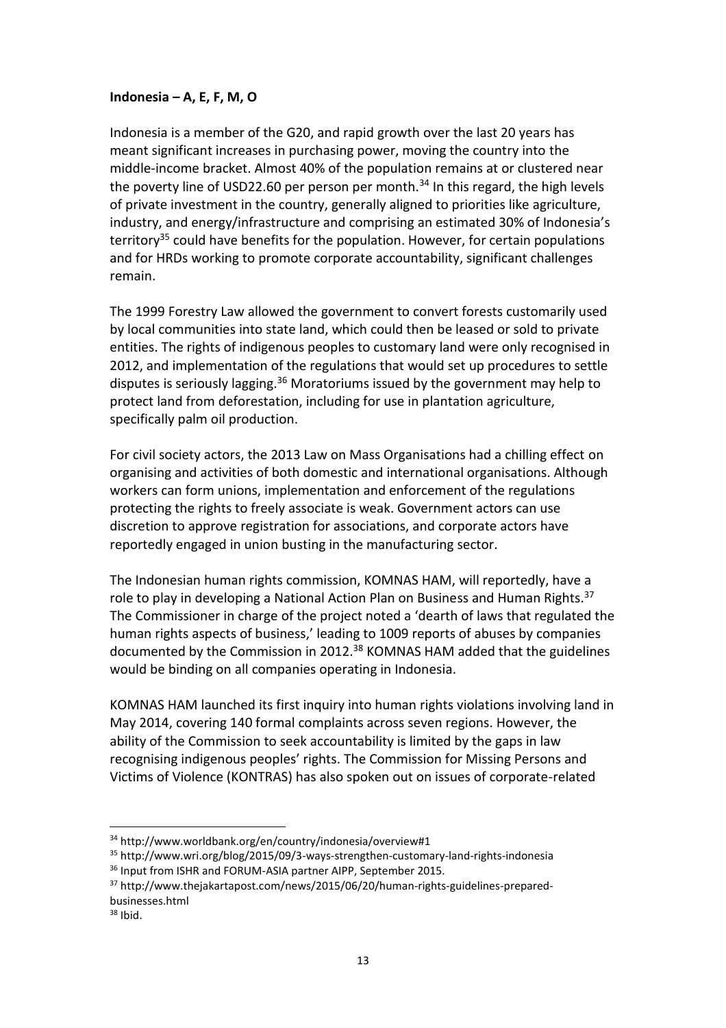**Indonesia – A, E, F, M, O**

Indonesia is a member of the G20, and rapid growth over the last 20 years has meant significant increases in purchasing power, moving the country into the middle-income bracket. Almost 40% of the population remains at or clustered near the poverty line of USD22.60 per person per month.[34] In this regard, the high levels of private investment in the country, generally aligned to priorities like agriculture, industry, and energy/infrastructure and comprising an estimated 30% of Indonesia's territory[35] could have benefits for the population. However, for certain populations and for HRDs working to promote corporate accountability, significant challenges remain.

The 1999 Forestry Law allowed the government to convert forests customarily used by local communities into state land, which could then be leased or sold to private entities. The rights of indigenous peoples to customary land were only recognised in 2012, and implementation of the regulations that would set up procedures to settle disputes is seriously lagging.[36] Moratoriums issued by the government may help to protect land from deforestation, including for use in plantation agriculture, specifically palm oil production.

For civil society actors, the 2013 Law on Mass Organisations had a chilling effect on organising and activities of both domestic and international organisations. Although workers can form unions, implementation and enforcement of the regulations protecting the rights to freely associate is weak. Government actors can use discretion to approve registration for associations, and corporate actors have reportedly engaged in union busting in the manufacturing sector.

The Indonesian human rights commission, KOMNAS HAM, will reportedly, have a role to play in developing a National Action Plan on Business and Human Rights.[37] The Commissioner in charge of the project noted a 'dearth of laws that regulated the human rights aspects of business,' leading to 1009 reports of abuses by companies documented by the Commission in 2012.[38] KOMNAS HAM added that the guidelines would be binding on all companies operating in Indonesia.

KOMNAS HAM launched its first inquiry into human rights violations involving land in May 2014, covering 140 formal complaints across seven regions. However, the ability of the Commission to seek accountability is limited by the gaps in law recognising indigenous peoples' rights. The Commission for Missing Persons and Victims of Violence (KONTRAS) has also spoken out on issues of corporate-related

---

[34] http://www.worldbank.org/en/country/indonesia/overview#1

[35] http://www.wri.org/blog/2015/09/3-ways-strengthen-customary-land-rights-indonesia

[36] Input from ISHR and FORUM-ASIA partner AIPP, September 2015.

[37] http://www.thejakartapost.com/news/2015/06/20/human-rights-guidelines-prepared-businesses.html

[38] Ibid.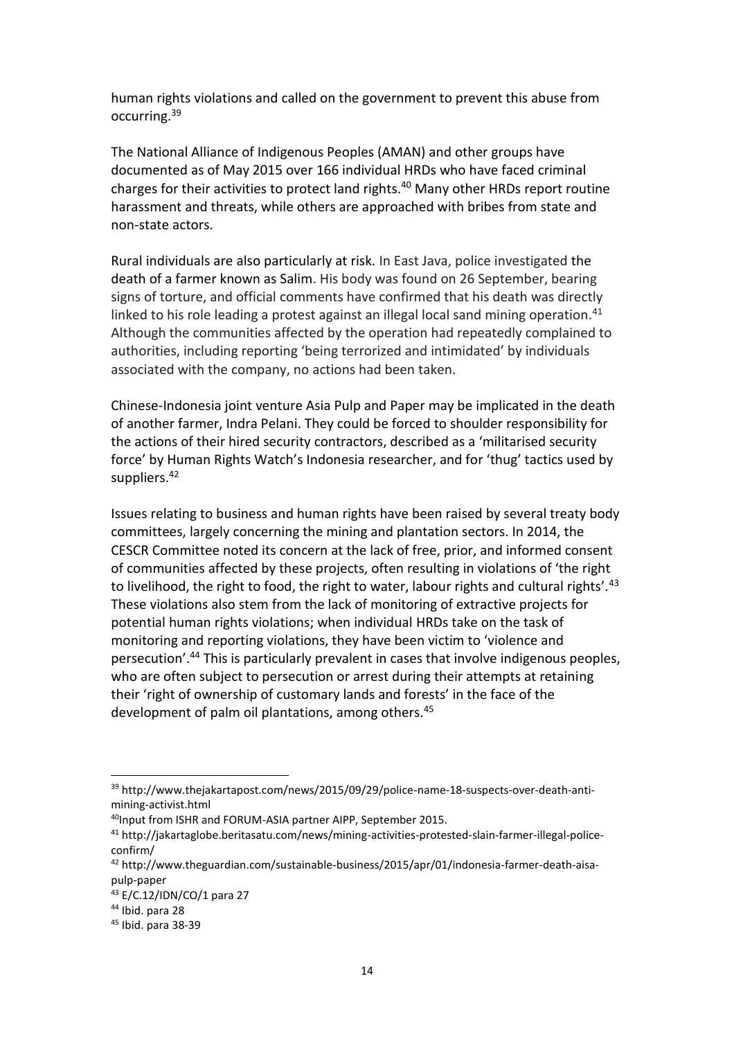human rights violations and called on the government to prevent this abuse from occurring.[39]

The National Alliance of Indigenous Peoples (AMAN) and other groups have documented as of May 2015 over 166 individual HRDs who have faced criminal charges for their activities to protect land rights.[40] Many other HRDs report routine harassment and threats, while others are approached with bribes from state and non-state actors.

Rural individuals are also particularly at risk. In East Java, police investigated the death of a farmer known as Salim. His body was found on 26 September, bearing signs of torture, and official comments have confirmed that his death was directly linked to his role leading a protest against an illegal local sand mining operation.[41] Although the communities affected by the operation had repeatedly complained to authorities, including reporting 'being terrorized and intimidated' by individuals associated with the company, no actions had been taken.

Chinese-Indonesia joint venture Asia Pulp and Paper may be implicated in the death of another farmer, Indra Pelani. They could be forced to shoulder responsibility for the actions of their hired security contractors, described as a 'militarised security force' by Human Rights Watch's Indonesia researcher, and for 'thug' tactics used by suppliers.[42]

Issues relating to business and human rights have been raised by several treaty body committees, largely concerning the mining and plantation sectors. In 2014, the CESCR Committee noted its concern at the lack of free, prior, and informed consent of communities affected by these projects, often resulting in violations of 'the right to livelihood, the right to food, the right to water, labour rights and cultural rights'.[43] These violations also stem from the lack of monitoring of extractive projects for potential human rights violations; when individual HRDs take on the task of monitoring and reporting violations, they have been victim to 'violence and persecution'.[44] This is particularly prevalent in cases that involve indigenous peoples, who are often subject to persecution or arrest during their attempts at retaining their 'right of ownership of customary lands and forests' in the face of the development of palm oil plantations, among others.[45]

---

[39] http://www.thejakartapost.com/news/2015/09/29/police-name-18-suspects-over-death-anti-mining-activist.html

[40] Input from ISHR and FORUM-ASIA partner AIPP, September 2015.

[41] http://jakartaglobe.beritasatu.com/news/mining-activities-protested-slain-farmer-illegal-police-confirm/

[42] http://www.theguardian.com/sustainable-business/2015/apr/01/indonesia-farmer-death-aisa-pulp-paper

[43] E/C.12/IDN/CO/1 para 27

[44] Ibid. para 28

[45] Ibid. para 38-39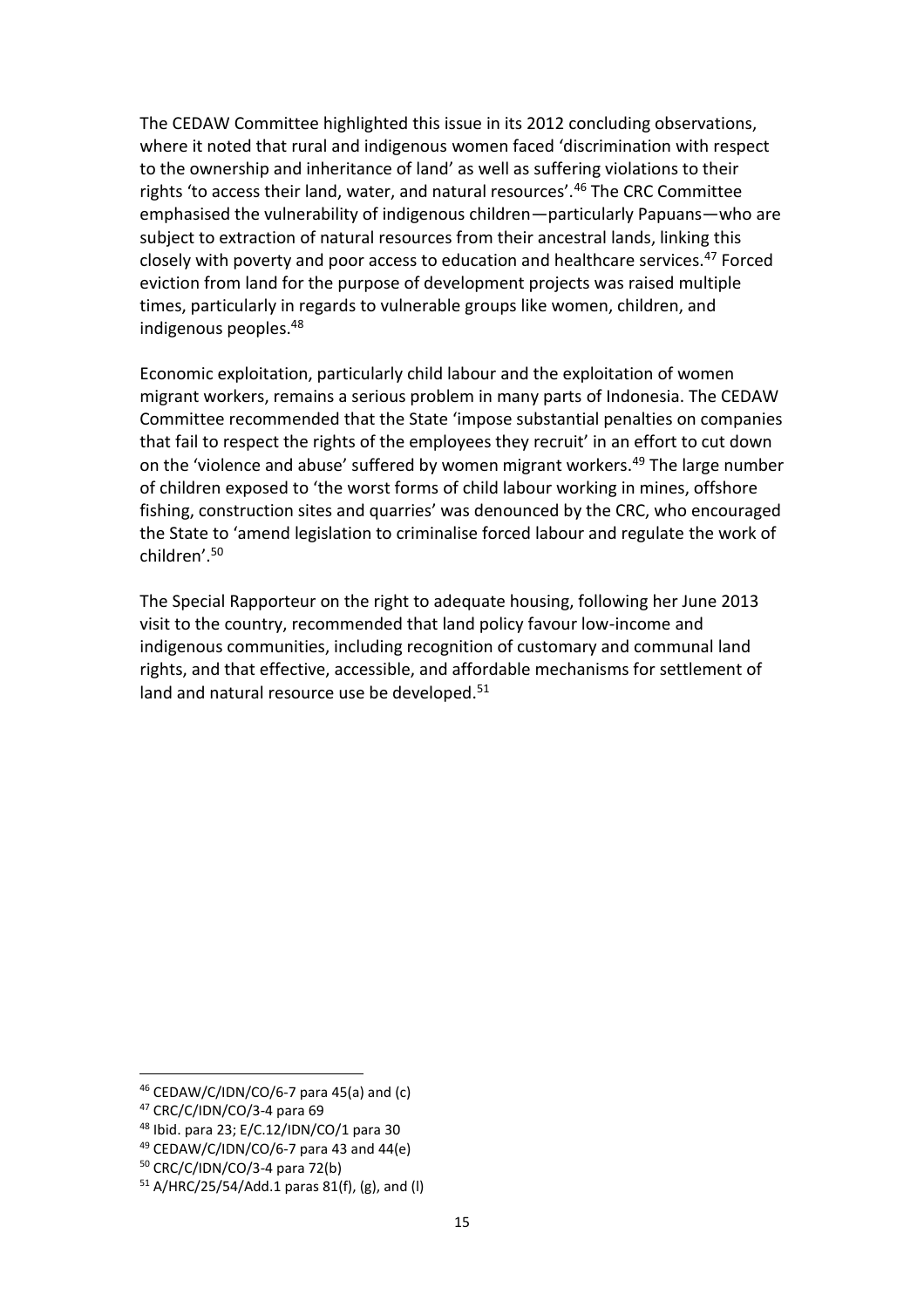The CEDAW Committee highlighted this issue in its 2012 concluding observations, where it noted that rural and indigenous women faced 'discrimination with respect to the ownership and inheritance of land' as well as suffering violations to their rights 'to access their land, water, and natural resources'.[46] The CRC Committee emphasised the vulnerability of indigenous children—particularly Papuans—who are subject to extraction of natural resources from their ancestral lands, linking this closely with poverty and poor access to education and healthcare services.[47] Forced eviction from land for the purpose of development projects was raised multiple times, particularly in regards to vulnerable groups like women, children, and indigenous peoples.[48]

Economic exploitation, particularly child labour and the exploitation of women migrant workers, remains a serious problem in many parts of Indonesia. The CEDAW Committee recommended that the State 'impose substantial penalties on companies that fail to respect the rights of the employees they recruit' in an effort to cut down on the 'violence and abuse' suffered by women migrant workers.[49] The large number of children exposed to 'the worst forms of child labour working in mines, offshore fishing, construction sites and quarries' was denounced by the CRC, who encouraged the State to 'amend legislation to criminalise forced labour and regulate the work of children'.[50]

The Special Rapporteur on the right to adequate housing, following her June 2013 visit to the country, recommended that land policy favour low-income and indigenous communities, including recognition of customary and communal land rights, and that effective, accessible, and affordable mechanisms for settlement of land and natural resource use be developed.[51]

---

[46] CEDAW/C/IDN/CO/6-7 para 45(a) and (c)

[47] CRC/C/IDN/CO/3-4 para 69

[48] Ibid. para 23; E/C.12/IDN/CO/1 para 30

[49] CEDAW/C/IDN/CO/6-7 para 43 and 44(e)

[50] CRC/C/IDN/CO/3-4 para 72(b)

[51] A/HRC/25/54/Add.1 paras 81(f), (g), and (l)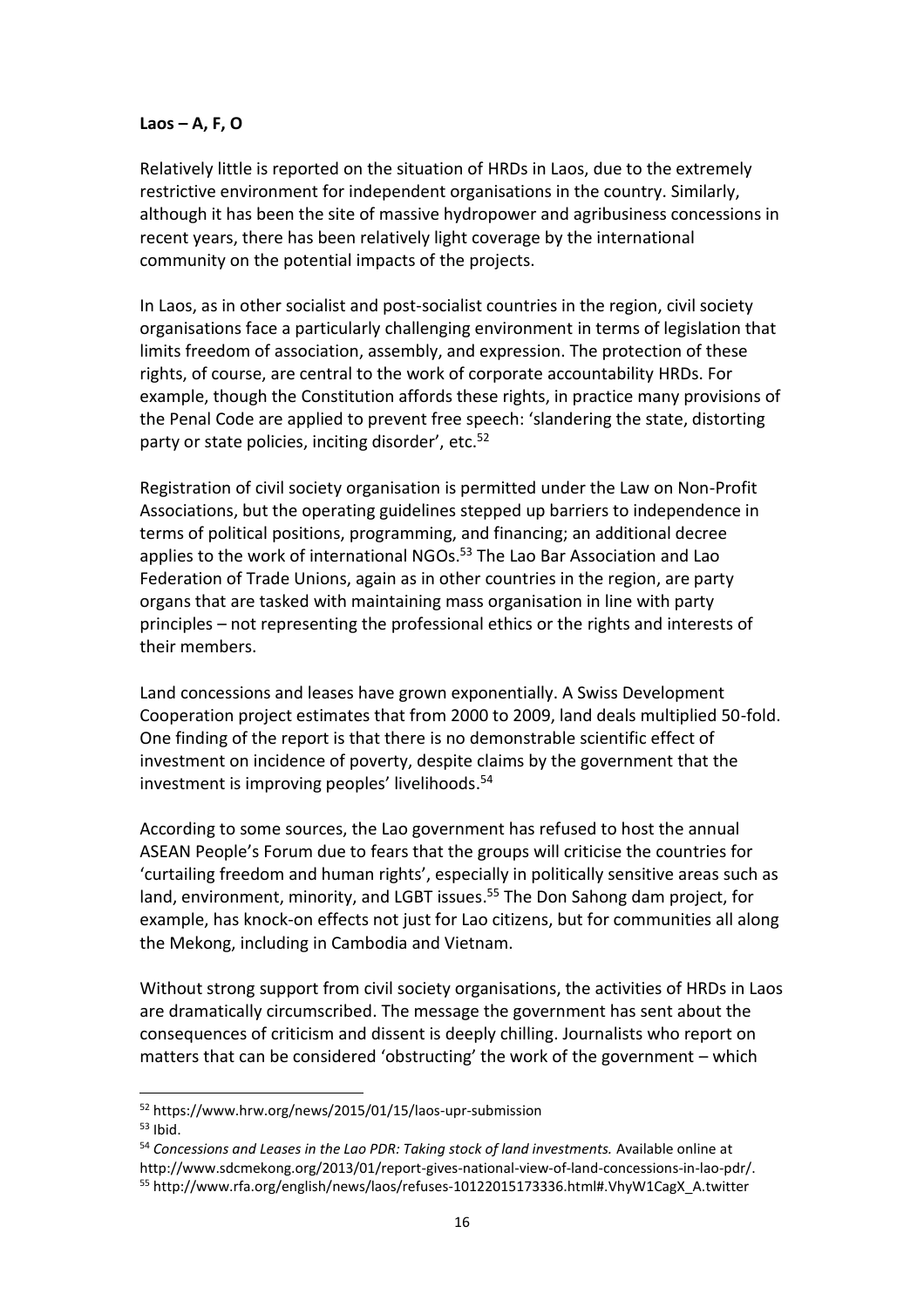**Laos – A, F, O**

Relatively little is reported on the situation of HRDs in Laos, due to the extremely restrictive environment for independent organisations in the country. Similarly, although it has been the site of massive hydropower and agribusiness concessions in recent years, there has been relatively light coverage by the international community on the potential impacts of the projects.

In Laos, as in other socialist and post-socialist countries in the region, civil society organisations face a particularly challenging environment in terms of legislation that limits freedom of association, assembly, and expression. The protection of these rights, of course, are central to the work of corporate accountability HRDs. For example, though the Constitution affords these rights, in practice many provisions of the Penal Code are applied to prevent free speech: 'slandering the state, distorting party or state policies, inciting disorder', etc.[52]

Registration of civil society organisation is permitted under the Law on Non-Profit Associations, but the operating guidelines stepped up barriers to independence in terms of political positions, programming, and financing; an additional decree applies to the work of international NGOs.[53] The Lao Bar Association and Lao Federation of Trade Unions, again as in other countries in the region, are party organs that are tasked with maintaining mass organisation in line with party principles – not representing the professional ethics or the rights and interests of their members.

Land concessions and leases have grown exponentially. A Swiss Development Cooperation project estimates that from 2000 to 2009, land deals multiplied 50-fold. One finding of the report is that there is no demonstrable scientific effect of investment on incidence of poverty, despite claims by the government that the investment is improving peoples' livelihoods.[54]

According to some sources, the Lao government has refused to host the annual ASEAN People's Forum due to fears that the groups will criticise the countries for 'curtailing freedom and human rights', especially in politically sensitive areas such as land, environment, minority, and LGBT issues.[55] The Don Sahong dam project, for example, has knock-on effects not just for Lao citizens, but for communities all along the Mekong, including in Cambodia and Vietnam.

Without strong support from civil society organisations, the activities of HRDs in Laos are dramatically circumscribed. The message the government has sent about the consequences of criticism and dissent is deeply chilling. Journalists who report on matters that can be considered 'obstructing' the work of the government – which

---

[52] https://www.hrw.org/news/2015/01/15/laos-upr-submission

[53] Ibid.

[54] *Concessions and Leases in the Lao PDR: Taking stock of land investments.* Available online at http://www.sdcmekong.org/2013/01/report-gives-national-view-of-land-concessions-in-lao-pdr/.

[55] http://www.rfa.org/english/news/laos/refuses-10122015173336.html#.VhyW1CagX_A.twitter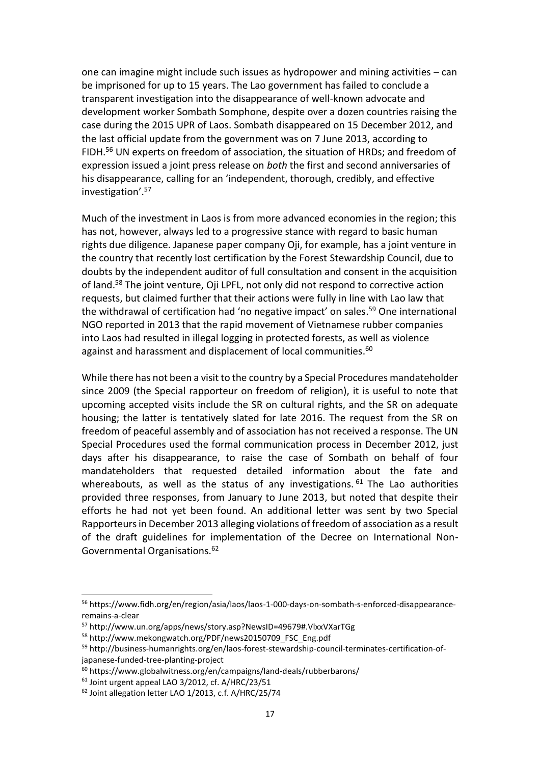one can imagine might include such issues as hydropower and mining activities – can be imprisoned for up to 15 years. The Lao government has failed to conclude a transparent investigation into the disappearance of well-known advocate and development worker Sombath Somphone, despite over a dozen countries raising the case during the 2015 UPR of Laos. Sombath disappeared on 15 December 2012, and the last official update from the government was on 7 June 2013, according to FIDH.[56] UN experts on freedom of association, the situation of HRDs; and freedom of expression issued a joint press release on *both* the first and second anniversaries of his disappearance, calling for an 'independent, thorough, credibly, and effective investigation'.[57]

Much of the investment in Laos is from more advanced economies in the region; this has not, however, always led to a progressive stance with regard to basic human rights due diligence. Japanese paper company Oji, for example, has a joint venture in the country that recently lost certification by the Forest Stewardship Council, due to doubts by the independent auditor of full consultation and consent in the acquisition of land.[58] The joint venture, Oji LPFL, not only did not respond to corrective action requests, but claimed further that their actions were fully in line with Lao law that the withdrawal of certification had 'no negative impact' on sales.[59] One international NGO reported in 2013 that the rapid movement of Vietnamese rubber companies into Laos had resulted in illegal logging in protected forests, as well as violence against and harassment and displacement of local communities.[60]

While there has not been a visit to the country by a Special Procedures mandateholder since 2009 (the Special rapporteur on freedom of religion), it is useful to note that upcoming accepted visits include the SR on cultural rights, and the SR on adequate housing; the latter is tentatively slated for late 2016. The request from the SR on freedom of peaceful assembly and of association has not received a response. The UN Special Procedures used the formal communication process in December 2012, just days after his disappearance, to raise the case of Sombath on behalf of four mandateholders that requested detailed information about the fate and whereabouts, as well as the status of any investigations.[61] The Lao authorities provided three responses, from January to June 2013, but noted that despite their efforts he had not yet been found. An additional letter was sent by two Special Rapporteurs in December 2013 alleging violations of freedom of association as a result of the draft guidelines for implementation of the Decree on International Non-Governmental Organisations.[62]

---

[56] https://www.fidh.org/en/region/asia/laos/laos-1-000-days-on-sombath-s-enforced-disappearance-remains-a-clear

[57] http://www.un.org/apps/news/story.asp?NewsID=49679#.VlxxVXarTGg

[58] http://www.mekongwatch.org/PDF/news20150709_FSC_Eng.pdf

[59] http://business-humanrights.org/en/laos-forest-stewardship-council-terminates-certification-of-japanese-funded-tree-planting-project

[60] https://www.globalwitness.org/en/campaigns/land-deals/rubberbarons/

[61] Joint urgent appeal LAO 3/2012, cf. A/HRC/23/51

[62] Joint allegation letter LAO 1/2013, c.f. A/HRC/25/74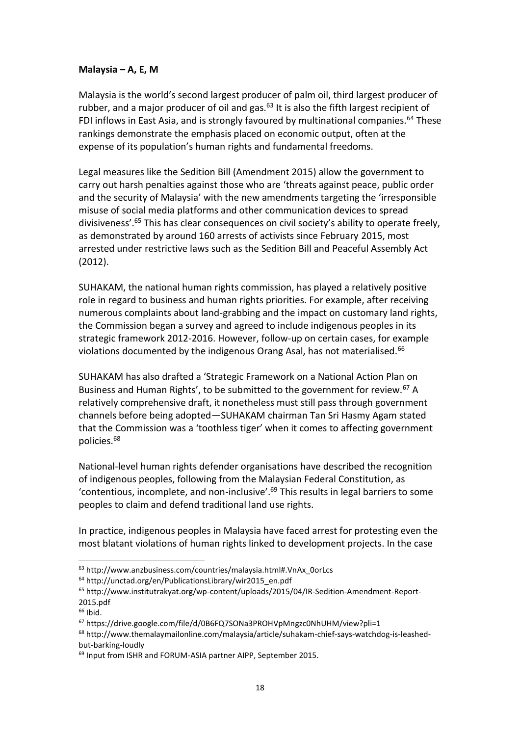**Malaysia – A, E, M**

Malaysia is the world's second largest producer of palm oil, third largest producer of rubber, and a major producer of oil and gas.[63] It is also the fifth largest recipient of FDI inflows in East Asia, and is strongly favoured by multinational companies.[64] These rankings demonstrate the emphasis placed on economic output, often at the expense of its population's human rights and fundamental freedoms.

Legal measures like the Sedition Bill (Amendment 2015) allow the government to carry out harsh penalties against those who are 'threats against peace, public order and the security of Malaysia' with the new amendments targeting the 'irresponsible misuse of social media platforms and other communication devices to spread divisiveness'.[65] This has clear consequences on civil society's ability to operate freely, as demonstrated by around 160 arrests of activists since February 2015, most arrested under restrictive laws such as the Sedition Bill and Peaceful Assembly Act (2012).

SUHAKAM, the national human rights commission, has played a relatively positive role in regard to business and human rights priorities. For example, after receiving numerous complaints about land-grabbing and the impact on customary land rights, the Commission began a survey and agreed to include indigenous peoples in its strategic framework 2012-2016. However, follow-up on certain cases, for example violations documented by the indigenous Orang Asal, has not materialised.[66]

SUHAKAM has also drafted a 'Strategic Framework on a National Action Plan on Business and Human Rights', to be submitted to the government for review.[67] A relatively comprehensive draft, it nonetheless must still pass through government channels before being adopted—SUHAKAM chairman Tan Sri Hasmy Agam stated that the Commission was a 'toothless tiger' when it comes to affecting government policies.[68]

National-level human rights defender organisations have described the recognition of indigenous peoples, following from the Malaysian Federal Constitution, as 'contentious, incomplete, and non-inclusive'.[69] This results in legal barriers to some peoples to claim and defend traditional land use rights.

In practice, indigenous peoples in Malaysia have faced arrest for protesting even the most blatant violations of human rights linked to development projects. In the case

---

[63] http://www.anzbusiness.com/countries/malaysia.html#.VnAx_0orLcs

[64] http://unctad.org/en/PublicationsLibrary/wir2015_en.pdf

[65] http://www.institutrakyat.org/wp-content/uploads/2015/04/IR-Sedition-Amendment-Report-2015.pdf

[66] Ibid.

[67] https://drive.google.com/file/d/0B6FQ7SONa3PROHVpMngzc0NhUHM/view?pli=1

[68] http://www.themalaymailonline.com/malaysia/article/suhakam-chief-says-watchdog-is-leashed-but-barking-loudly

[69] Input from ISHR and FORUM-ASIA partner AIPP, September 2015.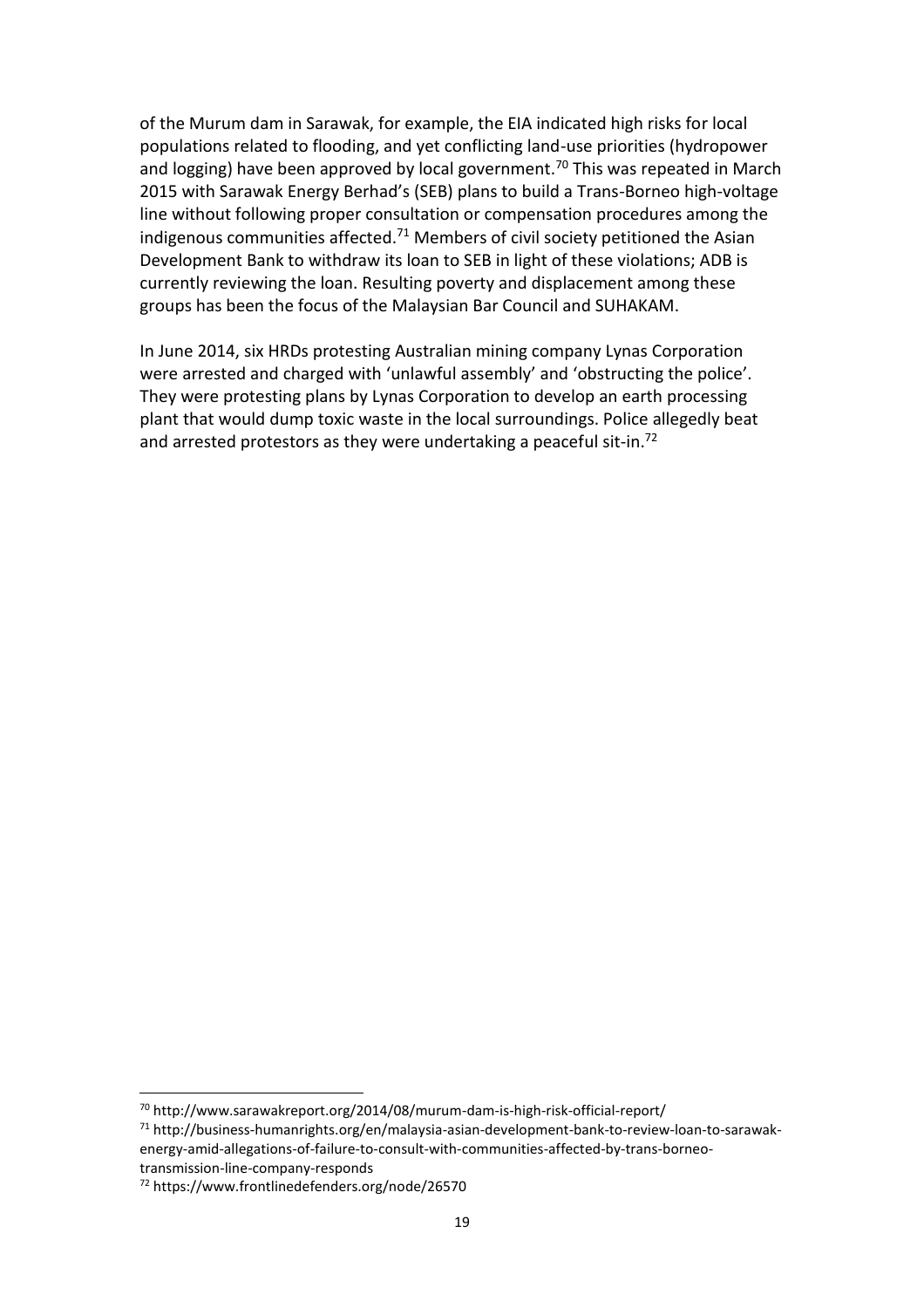of the Murum dam in Sarawak, for example, the EIA indicated high risks for local populations related to flooding, and yet conflicting land-use priorities (hydropower and logging) have been approved by local government.[70] This was repeated in March 2015 with Sarawak Energy Berhad's (SEB) plans to build a Trans-Borneo high-voltage line without following proper consultation or compensation procedures among the indigenous communities affected.[71] Members of civil society petitioned the Asian Development Bank to withdraw its loan to SEB in light of these violations; ADB is currently reviewing the loan. Resulting poverty and displacement among these groups has been the focus of the Malaysian Bar Council and SUHAKAM.

In June 2014, six HRDs protesting Australian mining company Lynas Corporation were arrested and charged with 'unlawful assembly' and 'obstructing the police'. They were protesting plans by Lynas Corporation to develop an earth processing plant that would dump toxic waste in the local surroundings. Police allegedly beat and arrested protestors as they were undertaking a peaceful sit-in.[72]

---

[70] http://www.sarawakreport.org/2014/08/murum-dam-is-high-risk-official-report/

[71] http://business-humanrights.org/en/malaysia-asian-development-bank-to-review-loan-to-sarawak-energy-amid-allegations-of-failure-to-consult-with-communities-affected-by-trans-borneo-transmission-line-company-responds

[72] https://www.frontlinedefenders.org/node/26570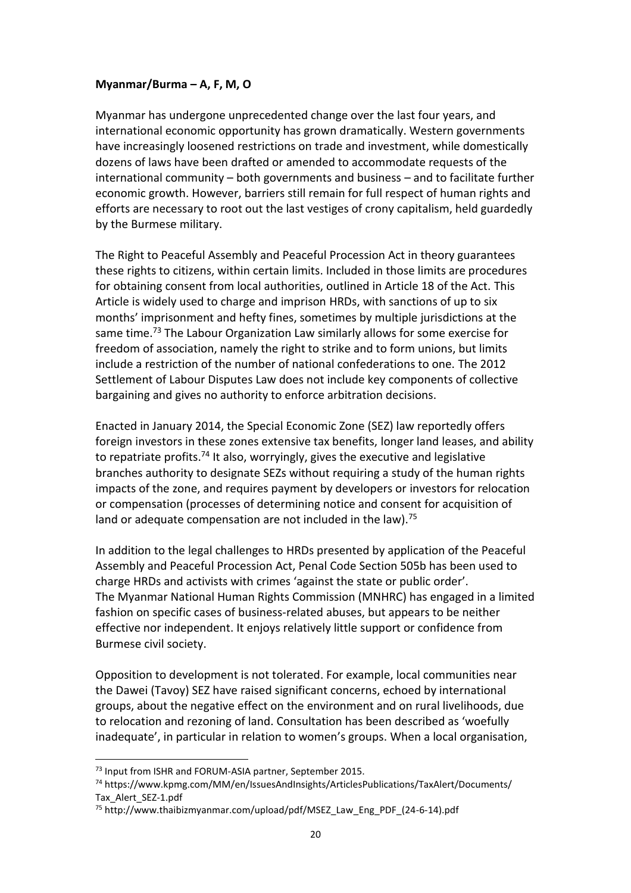**Myanmar/Burma – A, F, M, O**

Myanmar has undergone unprecedented change over the last four years, and international economic opportunity has grown dramatically. Western governments have increasingly loosened restrictions on trade and investment, while domestically dozens of laws have been drafted or amended to accommodate requests of the international community – both governments and business – and to facilitate further economic growth. However, barriers still remain for full respect of human rights and efforts are necessary to root out the last vestiges of crony capitalism, held guardedly by the Burmese military.

The Right to Peaceful Assembly and Peaceful Procession Act in theory guarantees these rights to citizens, within certain limits. Included in those limits are procedures for obtaining consent from local authorities, outlined in Article 18 of the Act. This Article is widely used to charge and imprison HRDs, with sanctions of up to six months' imprisonment and hefty fines, sometimes by multiple jurisdictions at the same time.[73] The Labour Organization Law similarly allows for some exercise for freedom of association, namely the right to strike and to form unions, but limits include a restriction of the number of national confederations to one. The 2012 Settlement of Labour Disputes Law does not include key components of collective bargaining and gives no authority to enforce arbitration decisions.

Enacted in January 2014, the Special Economic Zone (SEZ) law reportedly offers foreign investors in these zones extensive tax benefits, longer land leases, and ability to repatriate profits.[74] It also, worryingly, gives the executive and legislative branches authority to designate SEZs without requiring a study of the human rights impacts of the zone, and requires payment by developers or investors for relocation or compensation (processes of determining notice and consent for acquisition of land or adequate compensation are not included in the law).[75]

In addition to the legal challenges to HRDs presented by application of the Peaceful Assembly and Peaceful Procession Act, Penal Code Section 505b has been used to charge HRDs and activists with crimes 'against the state or public order'.
The Myanmar National Human Rights Commission (MNHRC) has engaged in a limited fashion on specific cases of business-related abuses, but appears to be neither effective nor independent. It enjoys relatively little support or confidence from Burmese civil society.

Opposition to development is not tolerated. For example, local communities near the Dawei (Tavoy) SEZ have raised significant concerns, echoed by international groups, about the negative effect on the environment and on rural livelihoods, due to relocation and rezoning of land. Consultation has been described as 'woefully inadequate', in particular in relation to women's groups. When a local organisation,

---

[73] Input from ISHR and FORUM-ASIA partner, September 2015.

[74] https://www.kpmg.com/MM/en/IssuesAndInsights/ArticlesPublications/TaxAlert/Documents/Tax_Alert_SEZ-1.pdf

[75] http://www.thaibizmyanmar.com/upload/pdf/MSEZ_Law_Eng_PDF_(24-6-14).pdf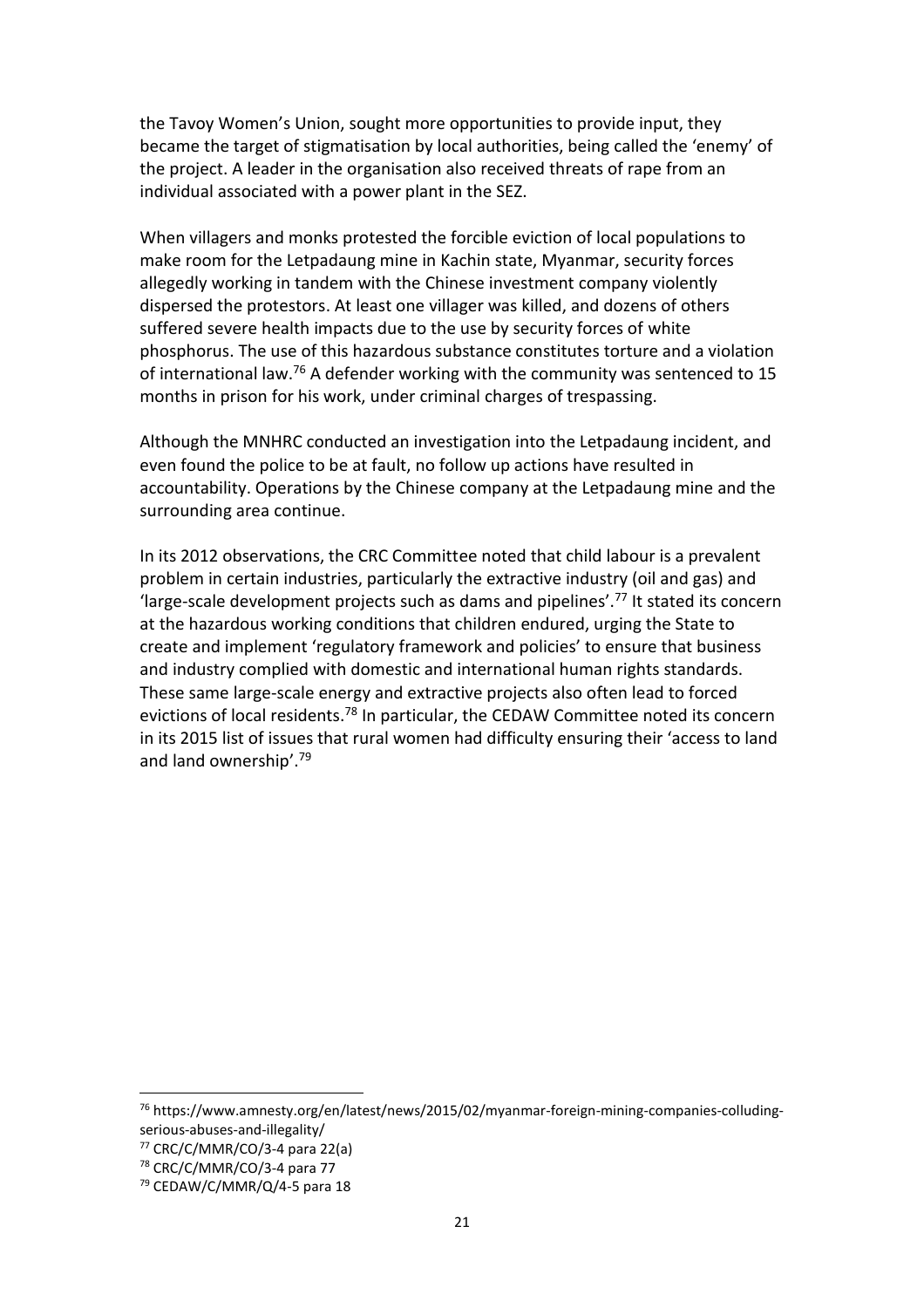the Tavoy Women's Union, sought more opportunities to provide input, they became the target of stigmatisation by local authorities, being called the 'enemy' of the project. A leader in the organisation also received threats of rape from an individual associated with a power plant in the SEZ.

When villagers and monks protested the forcible eviction of local populations to make room for the Letpadaung mine in Kachin state, Myanmar, security forces allegedly working in tandem with the Chinese investment company violently dispersed the protestors. At least one villager was killed, and dozens of others suffered severe health impacts due to the use by security forces of white phosphorus. The use of this hazardous substance constitutes torture and a violation of international law.[76] A defender working with the community was sentenced to 15 months in prison for his work, under criminal charges of trespassing.

Although the MNHRC conducted an investigation into the Letpadaung incident, and even found the police to be at fault, no follow up actions have resulted in accountability. Operations by the Chinese company at the Letpadaung mine and the surrounding area continue.

In its 2012 observations, the CRC Committee noted that child labour is a prevalent problem in certain industries, particularly the extractive industry (oil and gas) and 'large-scale development projects such as dams and pipelines'.[77] It stated its concern at the hazardous working conditions that children endured, urging the State to create and implement 'regulatory framework and policies' to ensure that business and industry complied with domestic and international human rights standards. These same large-scale energy and extractive projects also often lead to forced evictions of local residents.[78] In particular, the CEDAW Committee noted its concern in its 2015 list of issues that rural women had difficulty ensuring their 'access to land and land ownership'.[79]

---

[76] https://www.amnesty.org/en/latest/news/2015/02/myanmar-foreign-mining-companies-colluding-serious-abuses-and-illegality/

[77] CRC/C/MMR/CO/3-4 para 22(a)

[78] CRC/C/MMR/CO/3-4 para 77

[79] CEDAW/C/MMR/Q/4-5 para 18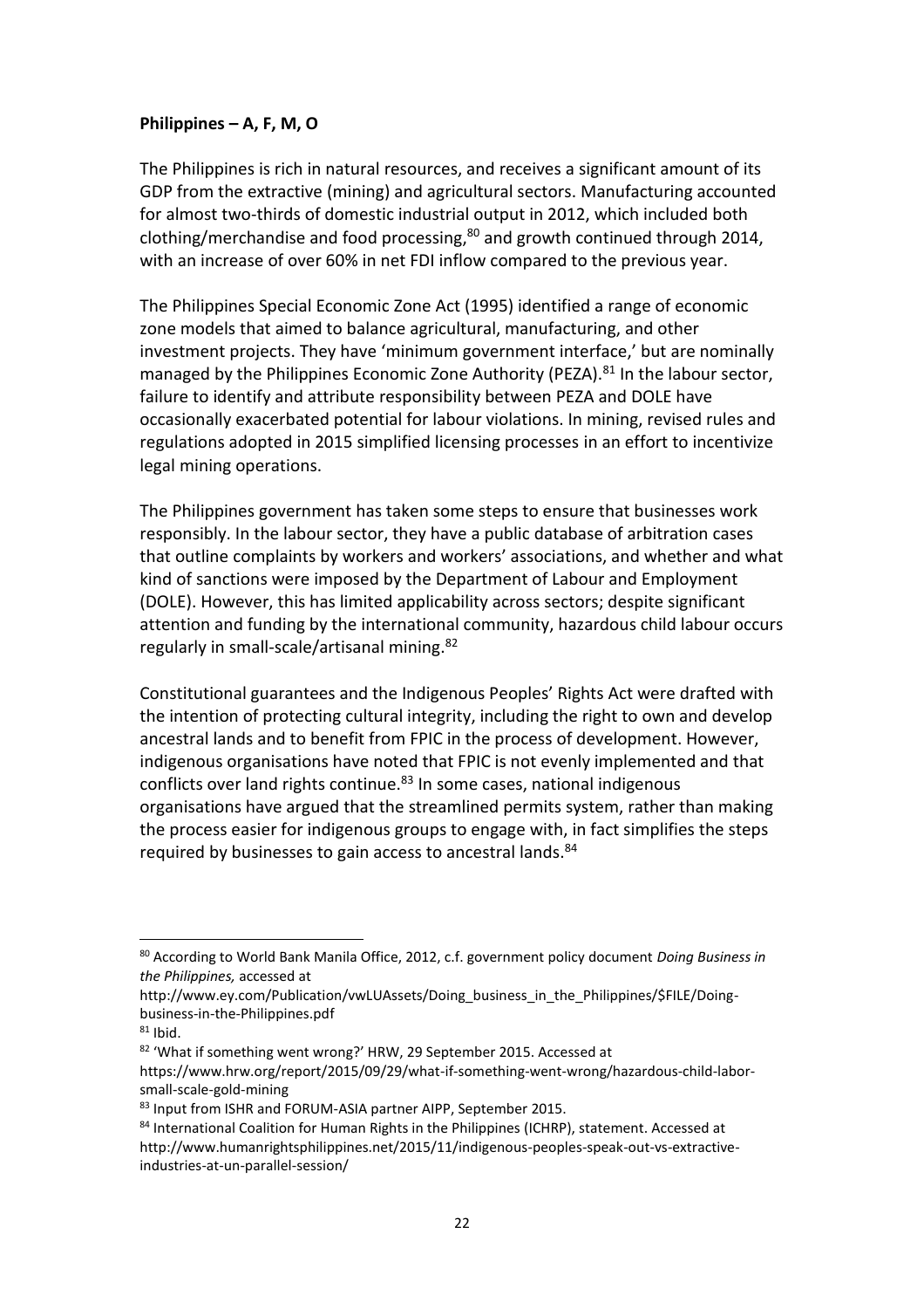**Philippines – A, F, M, O**

The Philippines is rich in natural resources, and receives a significant amount of its GDP from the extractive (mining) and agricultural sectors. Manufacturing accounted for almost two-thirds of domestic industrial output in 2012, which included both clothing/merchandise and food processing,[80] and growth continued through 2014, with an increase of over 60% in net FDI inflow compared to the previous year.

The Philippines Special Economic Zone Act (1995) identified a range of economic zone models that aimed to balance agricultural, manufacturing, and other investment projects. They have 'minimum government interface,' but are nominally managed by the Philippines Economic Zone Authority (PEZA).[81] In the labour sector, failure to identify and attribute responsibility between PEZA and DOLE have occasionally exacerbated potential for labour violations. In mining, revised rules and regulations adopted in 2015 simplified licensing processes in an effort to incentivize legal mining operations.

The Philippines government has taken some steps to ensure that businesses work responsibly. In the labour sector, they have a public database of arbitration cases that outline complaints by workers and workers' associations, and whether and what kind of sanctions were imposed by the Department of Labour and Employment (DOLE). However, this has limited applicability across sectors; despite significant attention and funding by the international community, hazardous child labour occurs regularly in small-scale/artisanal mining.[82]

Constitutional guarantees and the Indigenous Peoples' Rights Act were drafted with the intention of protecting cultural integrity, including the right to own and develop ancestral lands and to benefit from FPIC in the process of development. However, indigenous organisations have noted that FPIC is not evenly implemented and that conflicts over land rights continue.[83] In some cases, national indigenous organisations have argued that the streamlined permits system, rather than making the process easier for indigenous groups to engage with, in fact simplifies the steps required by businesses to gain access to ancestral lands.[84]

---

[80] According to World Bank Manila Office, 2012, c.f. government policy document *Doing Business in the Philippines,* accessed at http://www.ey.com/Publication/vwLUAssets/Doing_business_in_the_Philippines/$FILE/Doing-business-in-the-Philippines.pdf

[81] Ibid.

[82] 'What if something went wrong?' HRW, 29 September 2015. Accessed at https://www.hrw.org/report/2015/09/29/what-if-something-went-wrong/hazardous-child-labor-small-scale-gold-mining

[83] Input from ISHR and FORUM-ASIA partner AIPP, September 2015.

[84] International Coalition for Human Rights in the Philippines (ICHRP), statement. Accessed at http://www.humanrightsphilippines.net/2015/11/indigenous-peoples-speak-out-vs-extractive-industries-at-un-parallel-session/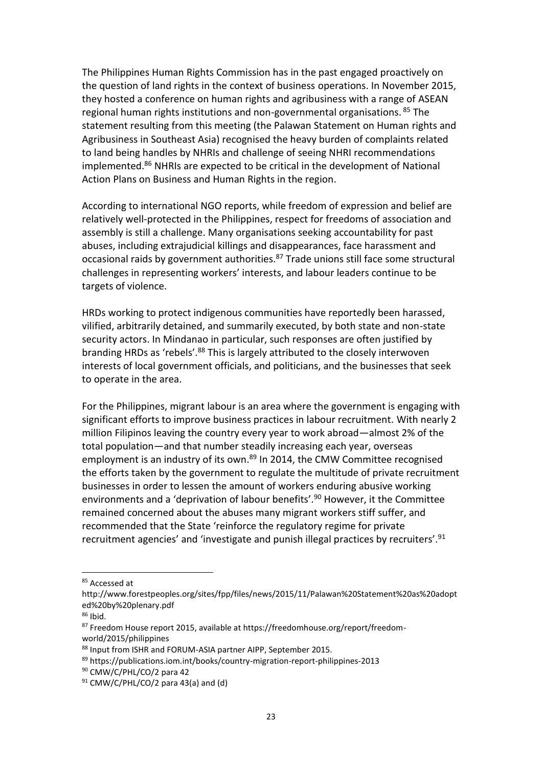The Philippines Human Rights Commission has in the past engaged proactively on the question of land rights in the context of business operations. In November 2015, they hosted a conference on human rights and agribusiness with a range of ASEAN regional human rights institutions and non-governmental organisations. [85] The statement resulting from this meeting (the Palawan Statement on Human rights and Agribusiness in Southeast Asia) recognised the heavy burden of complaints related to land being handles by NHRIs and challenge of seeing NHRI recommendations implemented.[86] NHRIs are expected to be critical in the development of National Action Plans on Business and Human Rights in the region.

According to international NGO reports, while freedom of expression and belief are relatively well-protected in the Philippines, respect for freedoms of association and assembly is still a challenge. Many organisations seeking accountability for past abuses, including extrajudicial killings and disappearances, face harassment and occasional raids by government authorities.[87] Trade unions still face some structural challenges in representing workers' interests, and labour leaders continue to be targets of violence.

HRDs working to protect indigenous communities have reportedly been harassed, vilified, arbitrarily detained, and summarily executed, by both state and non-state security actors. In Mindanao in particular, such responses are often justified by branding HRDs as 'rebels'.[88] This is largely attributed to the closely interwoven interests of local government officials, and politicians, and the businesses that seek to operate in the area.

For the Philippines, migrant labour is an area where the government is engaging with significant efforts to improve business practices in labour recruitment. With nearly 2 million Filipinos leaving the country every year to work abroad—almost 2% of the total population—and that number steadily increasing each year, overseas employment is an industry of its own.[89] In 2014, the CMW Committee recognised the efforts taken by the government to regulate the multitude of private recruitment businesses in order to lessen the amount of workers enduring abusive working environments and a 'deprivation of labour benefits'.[90] However, it the Committee remained concerned about the abuses many migrant workers stiff suffer, and recommended that the State 'reinforce the regulatory regime for private recruitment agencies' and 'investigate and punish illegal practices by recruiters'.[91]

---

[85] Accessed at http://www.forestpeoples.org/sites/fpp/files/news/2015/11/Palawan%20Statement%20as%20adopted%20by%20plenary.pdf

[86] Ibid.

[87] Freedom House report 2015, available at https://freedomhouse.org/report/freedom-world/2015/philippines

[88] Input from ISHR and FORUM-ASIA partner AIPP, September 2015.

[89] https://publications.iom.int/books/country-migration-report-philippines-2013

[90] CMW/C/PHL/CO/2 para 42

[91] CMW/C/PHL/CO/2 para 43(a) and (d)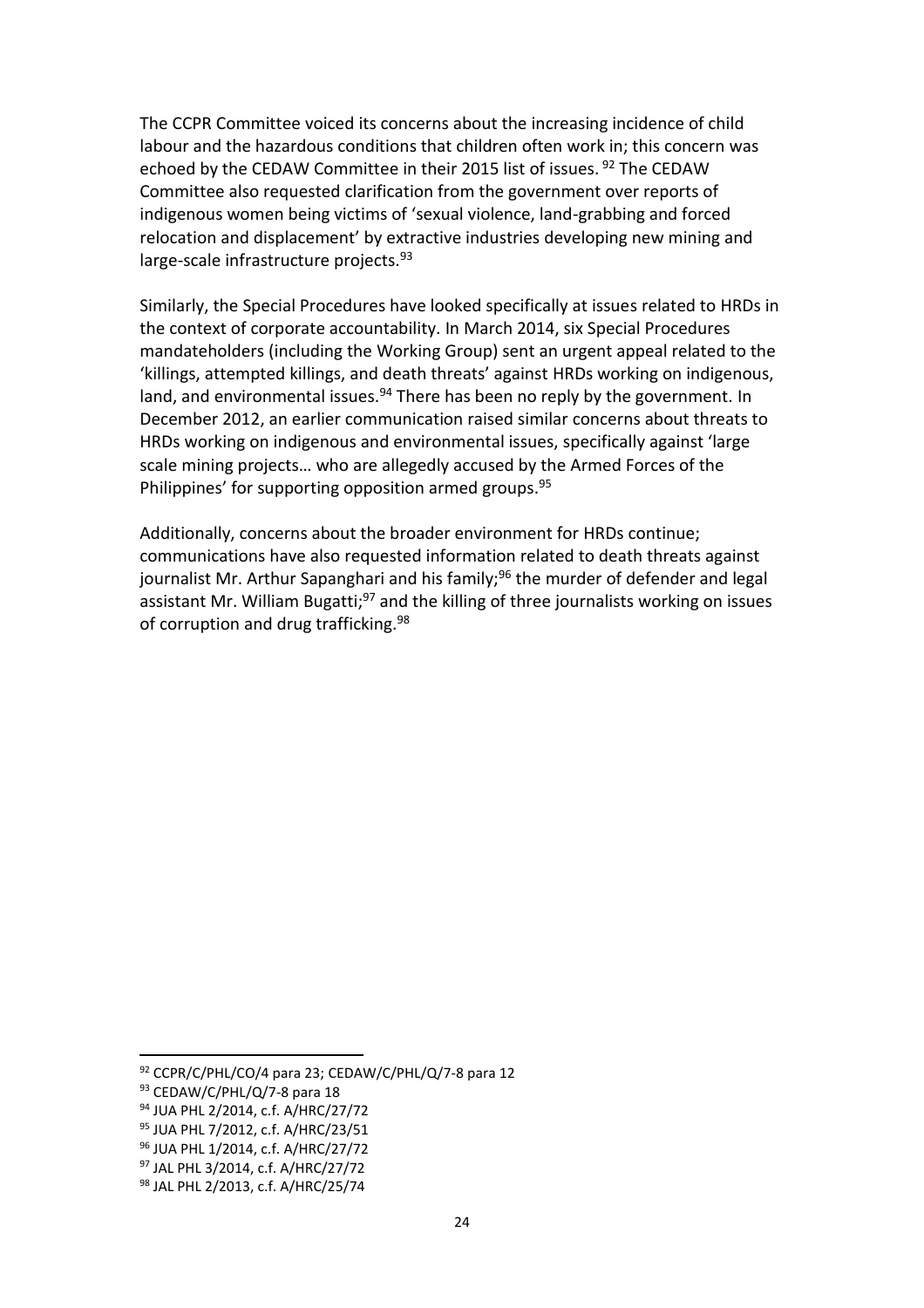The CCPR Committee voiced its concerns about the increasing incidence of child labour and the hazardous conditions that children often work in; this concern was echoed by the CEDAW Committee in their 2015 list of issues. [92] The CEDAW Committee also requested clarification from the government over reports of indigenous women being victims of 'sexual violence, land-grabbing and forced relocation and displacement' by extractive industries developing new mining and large-scale infrastructure projects.[93]

Similarly, the Special Procedures have looked specifically at issues related to HRDs in the context of corporate accountability. In March 2014, six Special Procedures mandateholders (including the Working Group) sent an urgent appeal related to the 'killings, attempted killings, and death threats' against HRDs working on indigenous, land, and environmental issues.[94] There has been no reply by the government. In December 2012, an earlier communication raised similar concerns about threats to HRDs working on indigenous and environmental issues, specifically against 'large scale mining projects… who are allegedly accused by the Armed Forces of the Philippines' for supporting opposition armed groups.[95]

Additionally, concerns about the broader environment for HRDs continue; communications have also requested information related to death threats against journalist Mr. Arthur Sapanghari and his family;[96] the murder of defender and legal assistant Mr. William Bugatti;[97] and the killing of three journalists working on issues of corruption and drug trafficking.[98]

---

[92] CCPR/C/PHL/CO/4 para 23; CEDAW/C/PHL/Q/7-8 para 12

[93] CEDAW/C/PHL/Q/7-8 para 18

[94] JUA PHL 2/2014, c.f. A/HRC/27/72

[95] JUA PHL 7/2012, c.f. A/HRC/23/51

[96] JUA PHL 1/2014, c.f. A/HRC/27/72

[97] JAL PHL 3/2014, c.f. A/HRC/27/72

[98] JAL PHL 2/2013, c.f. A/HRC/25/74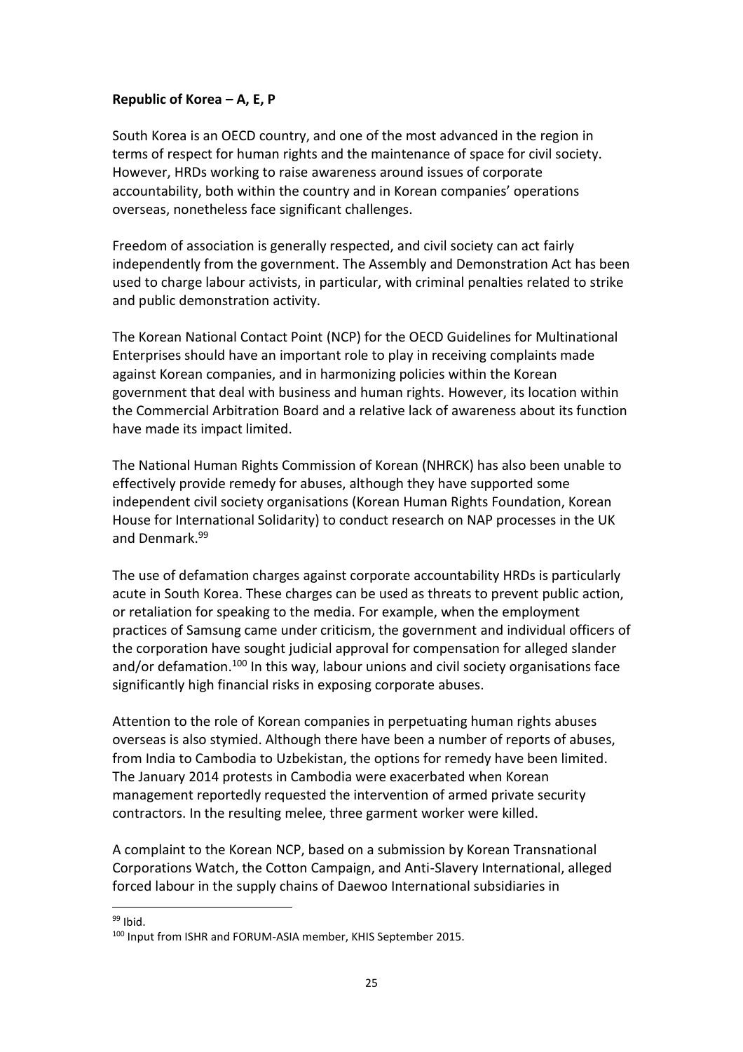**Republic of Korea – A, E, P**

South Korea is an OECD country, and one of the most advanced in the region in terms of respect for human rights and the maintenance of space for civil society. However, HRDs working to raise awareness around issues of corporate accountability, both within the country and in Korean companies' operations overseas, nonetheless face significant challenges.

Freedom of association is generally respected, and civil society can act fairly independently from the government. The Assembly and Demonstration Act has been used to charge labour activists, in particular, with criminal penalties related to strike and public demonstration activity.

The Korean National Contact Point (NCP) for the OECD Guidelines for Multinational Enterprises should have an important role to play in receiving complaints made against Korean companies, and in harmonizing policies within the Korean government that deal with business and human rights. However, its location within the Commercial Arbitration Board and a relative lack of awareness about its function have made its impact limited.

The National Human Rights Commission of Korean (NHRCK) has also been unable to effectively provide remedy for abuses, although they have supported some independent civil society organisations (Korean Human Rights Foundation, Korean House for International Solidarity) to conduct research on NAP processes in the UK and Denmark.[99]

The use of defamation charges against corporate accountability HRDs is particularly acute in South Korea. These charges can be used as threats to prevent public action, or retaliation for speaking to the media. For example, when the employment practices of Samsung came under criticism, the government and individual officers of the corporation have sought judicial approval for compensation for alleged slander and/or defamation.[100] In this way, labour unions and civil society organisations face significantly high financial risks in exposing corporate abuses.

Attention to the role of Korean companies in perpetuating human rights abuses overseas is also stymied. Although there have been a number of reports of abuses, from India to Cambodia to Uzbekistan, the options for remedy have been limited. The January 2014 protests in Cambodia were exacerbated when Korean management reportedly requested the intervention of armed private security contractors. In the resulting melee, three garment worker were killed.

A complaint to the Korean NCP, based on a submission by Korean Transnational Corporations Watch, the Cotton Campaign, and Anti-Slavery International, alleged forced labour in the supply chains of Daewoo International subsidiaries in

---

[99] Ibid.

[100] Input from ISHR and FORUM-ASIA member, KHIS September 2015.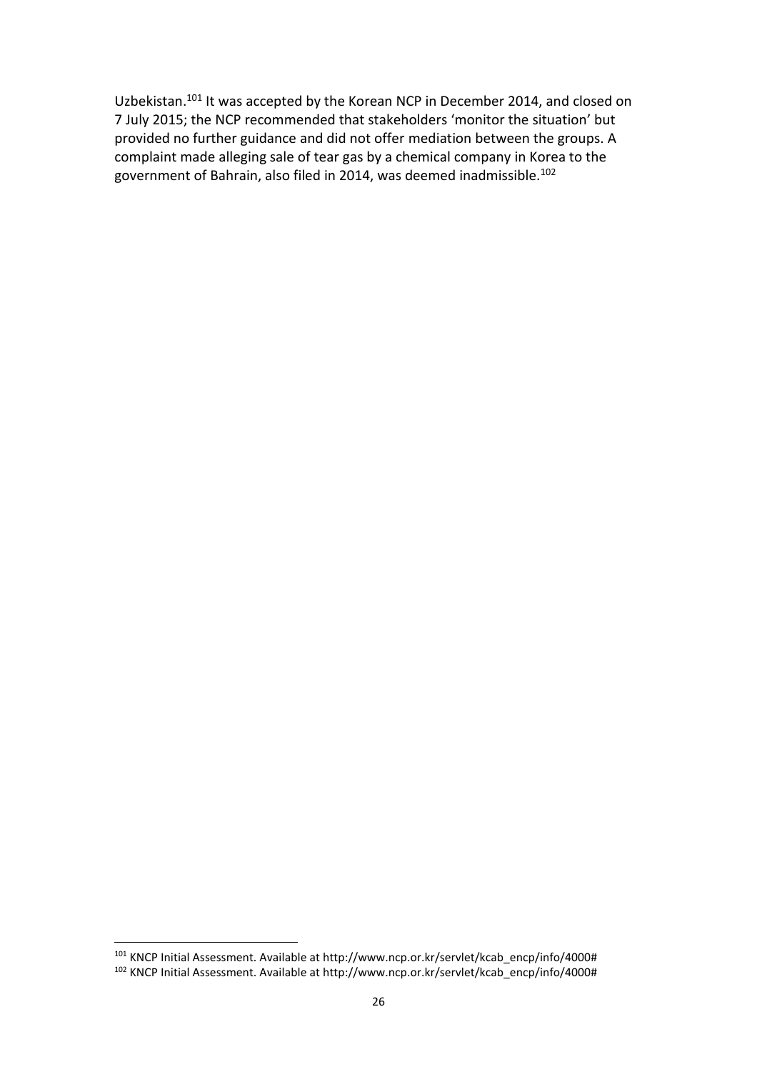Uzbekistan.[101] It was accepted by the Korean NCP in December 2014, and closed on 7 July 2015; the NCP recommended that stakeholders 'monitor the situation' but provided no further guidance and did not offer mediation between the groups. A complaint made alleging sale of tear gas by a chemical company in Korea to the government of Bahrain, also filed in 2014, was deemed inadmissible.[102]

[101] KNCP Initial Assessment. Available at http://www.ncp.or.kr/servlet/kcab_encp/info/4000#

[102] KNCP Initial Assessment. Available at http://www.ncp.or.kr/servlet/kcab_encp/info/4000#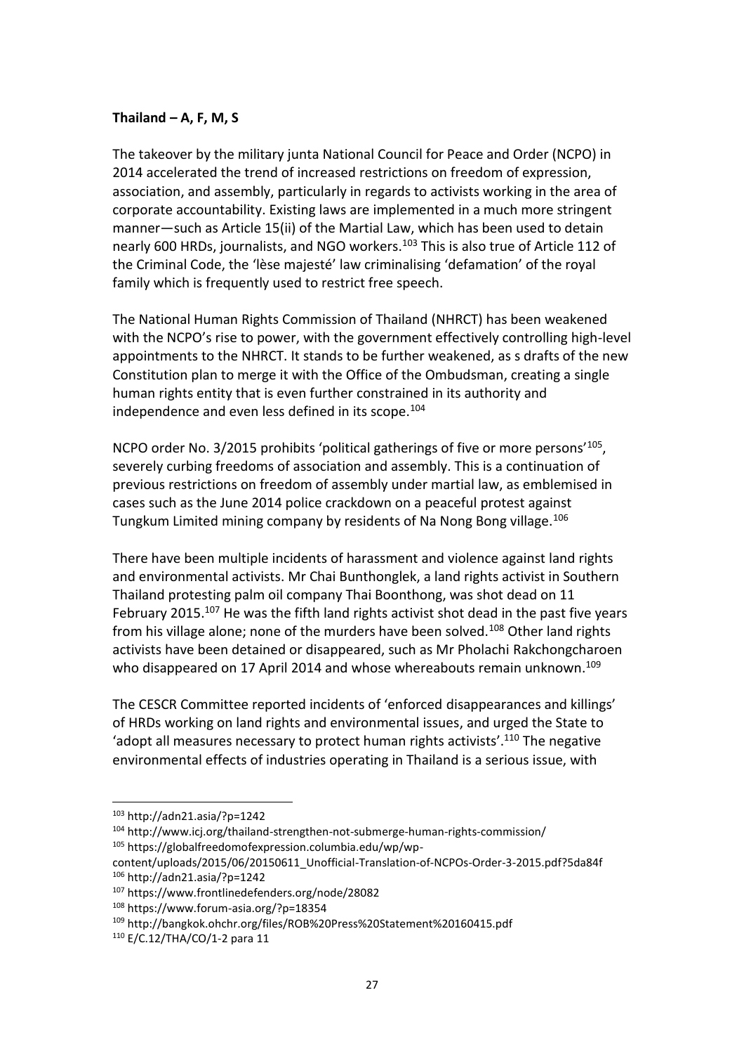**Thailand – A, F, M, S**

The takeover by the military junta National Council for Peace and Order (NCPO) in 2014 accelerated the trend of increased restrictions on freedom of expression, association, and assembly, particularly in regards to activists working in the area of corporate accountability. Existing laws are implemented in a much more stringent manner—such as Article 15(ii) of the Martial Law, which has been used to detain nearly 600 HRDs, journalists, and NGO workers.[103] This is also true of Article 112 of the Criminal Code, the 'lèse majesté' law criminalising 'defamation' of the royal family which is frequently used to restrict free speech.

The National Human Rights Commission of Thailand (NHRCT) has been weakened with the NCPO's rise to power, with the government effectively controlling high-level appointments to the NHRCT. It stands to be further weakened, as s drafts of the new Constitution plan to merge it with the Office of the Ombudsman, creating a single human rights entity that is even further constrained in its authority and independence and even less defined in its scope.[104]

NCPO order No. 3/2015 prohibits 'political gatherings of five or more persons'[105], severely curbing freedoms of association and assembly. This is a continuation of previous restrictions on freedom of assembly under martial law, as emblemised in cases such as the June 2014 police crackdown on a peaceful protest against Tungkum Limited mining company by residents of Na Nong Bong village.[106]

There have been multiple incidents of harassment and violence against land rights and environmental activists. Mr Chai Bunthonglek, a land rights activist in Southern Thailand protesting palm oil company Thai Boonthong, was shot dead on 11 February 2015.[107] He was the fifth land rights activist shot dead in the past five years from his village alone; none of the murders have been solved.[108] Other land rights activists have been detained or disappeared, such as Mr Pholachi Rakchongcharoen who disappeared on 17 April 2014 and whose whereabouts remain unknown.[109]

The CESCR Committee reported incidents of 'enforced disappearances and killings' of HRDs working on land rights and environmental issues, and urged the State to 'adopt all measures necessary to protect human rights activists'.[110] The negative environmental effects of industries operating in Thailand is a serious issue, with

---

[103] http://adn21.asia/?p=1242

[104] http://www.icj.org/thailand-strengthen-not-submerge-human-rights-commission/

[105] https://globalfreedomofexpression.columbia.edu/wp/wp-content/uploads/2015/06/20150611_Unofficial-Translation-of-NCPOs-Order-3-2015.pdf?5da84f

[106] http://adn21.asia/?p=1242

[107] https://www.frontlinedefenders.org/node/28082

[108] https://www.forum-asia.org/?p=18354

[109] http://bangkok.ohchr.org/files/ROB%20Press%20Statement%20160415.pdf

[110] E/C.12/THA/CO/1-2 para 11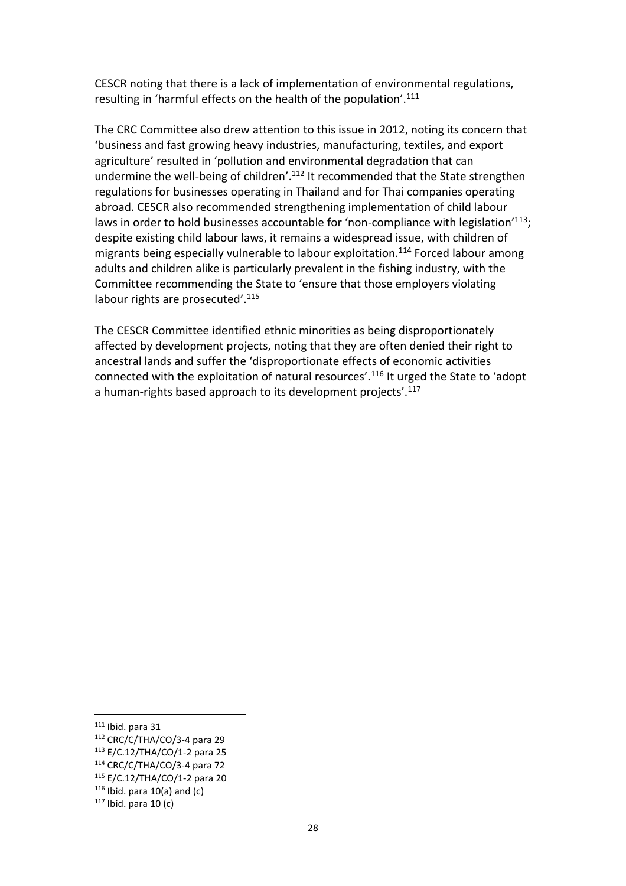CESCR noting that there is a lack of implementation of environmental regulations, resulting in 'harmful effects on the health of the population'.[111]

The CRC Committee also drew attention to this issue in 2012, noting its concern that 'business and fast growing heavy industries, manufacturing, textiles, and export agriculture' resulted in 'pollution and environmental degradation that can undermine the well-being of children'.[112] It recommended that the State strengthen regulations for businesses operating in Thailand and for Thai companies operating abroad. CESCR also recommended strengthening implementation of child labour laws in order to hold businesses accountable for 'non-compliance with legislation'[113]; despite existing child labour laws, it remains a widespread issue, with children of migrants being especially vulnerable to labour exploitation.[114] Forced labour among adults and children alike is particularly prevalent in the fishing industry, with the Committee recommending the State to 'ensure that those employers violating labour rights are prosecuted'.[115]

The CESCR Committee identified ethnic minorities as being disproportionately affected by development projects, noting that they are often denied their right to ancestral lands and suffer the 'disproportionate effects of economic activities connected with the exploitation of natural resources'.[116] It urged the State to 'adopt a human-rights based approach to its development projects'.[117]

---

[111] Ibid. para 31

[112] CRC/C/THA/CO/3-4 para 29

[113] E/C.12/THA/CO/1-2 para 25

[114] CRC/C/THA/CO/3-4 para 72

[115] E/C.12/THA/CO/1-2 para 20

[116] Ibid. para 10(a) and (c)

[117] Ibid. para 10 (c)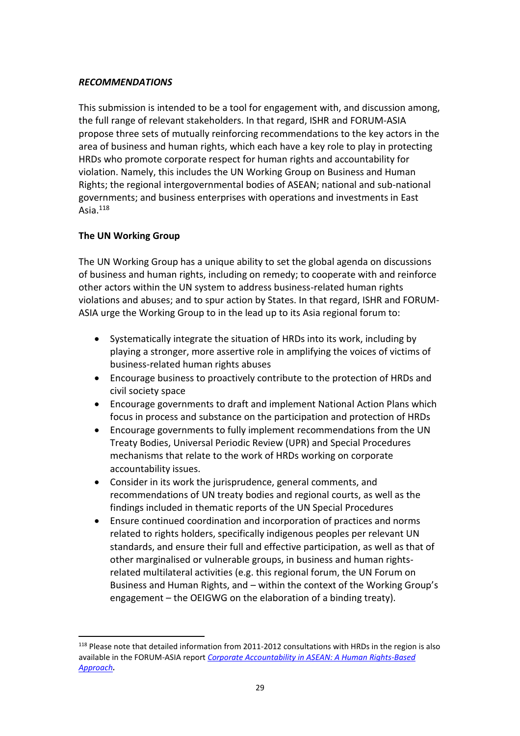***RECOMMENDATIONS***

This submission is intended to be a tool for engagement with, and discussion among, the full range of relevant stakeholders. In that regard, ISHR and FORUM-ASIA propose three sets of mutually reinforcing recommendations to the key actors in the area of business and human rights, which each have a key role to play in protecting HRDs who promote corporate respect for human rights and accountability for violation. Namely, this includes the UN Working Group on Business and Human Rights; the regional intergovernmental bodies of ASEAN; national and sub-national governments; and business enterprises with operations and investments in East Asia.[118]

**The UN Working Group**

The UN Working Group has a unique ability to set the global agenda on discussions of business and human rights, including on remedy; to cooperate with and reinforce other actors within the UN system to address business-related human rights violations and abuses; and to spur action by States. In that regard, ISHR and FORUM-ASIA urge the Working Group to in the lead up to its Asia regional forum to:

- Systematically integrate the situation of HRDs into its work, including by playing a stronger, more assertive role in amplifying the voices of victims of business-related human rights abuses
- Encourage business to proactively contribute to the protection of HRDs and civil society space
- Encourage governments to draft and implement National Action Plans which focus in process and substance on the participation and protection of HRDs
- Encourage governments to fully implement recommendations from the UN Treaty Bodies, Universal Periodic Review (UPR) and Special Procedures mechanisms that relate to the work of HRDs working on corporate accountability issues.
- Consider in its work the jurisprudence, general comments, and recommendations of UN treaty bodies and regional courts, as well as the findings included in thematic reports of the UN Special Procedures
- Ensure continued coordination and incorporation of practices and norms related to rights holders, specifically indigenous peoples per relevant UN standards, and ensure their full and effective participation, as well as that of other marginalised or vulnerable groups, in business and human rights-related multilateral activities (e.g. this regional forum, the UN Forum on Business and Human Rights, and – within the context of the Working Group's engagement – the OEIGWG on the elaboration of a binding treaty).

---

[118] Please note that detailed information from 2011-2012 consultations with HRDs in the region is also available in the FORUM-ASIA report ***Corporate Accountability in ASEAN: A Human Rights-Based Approach.***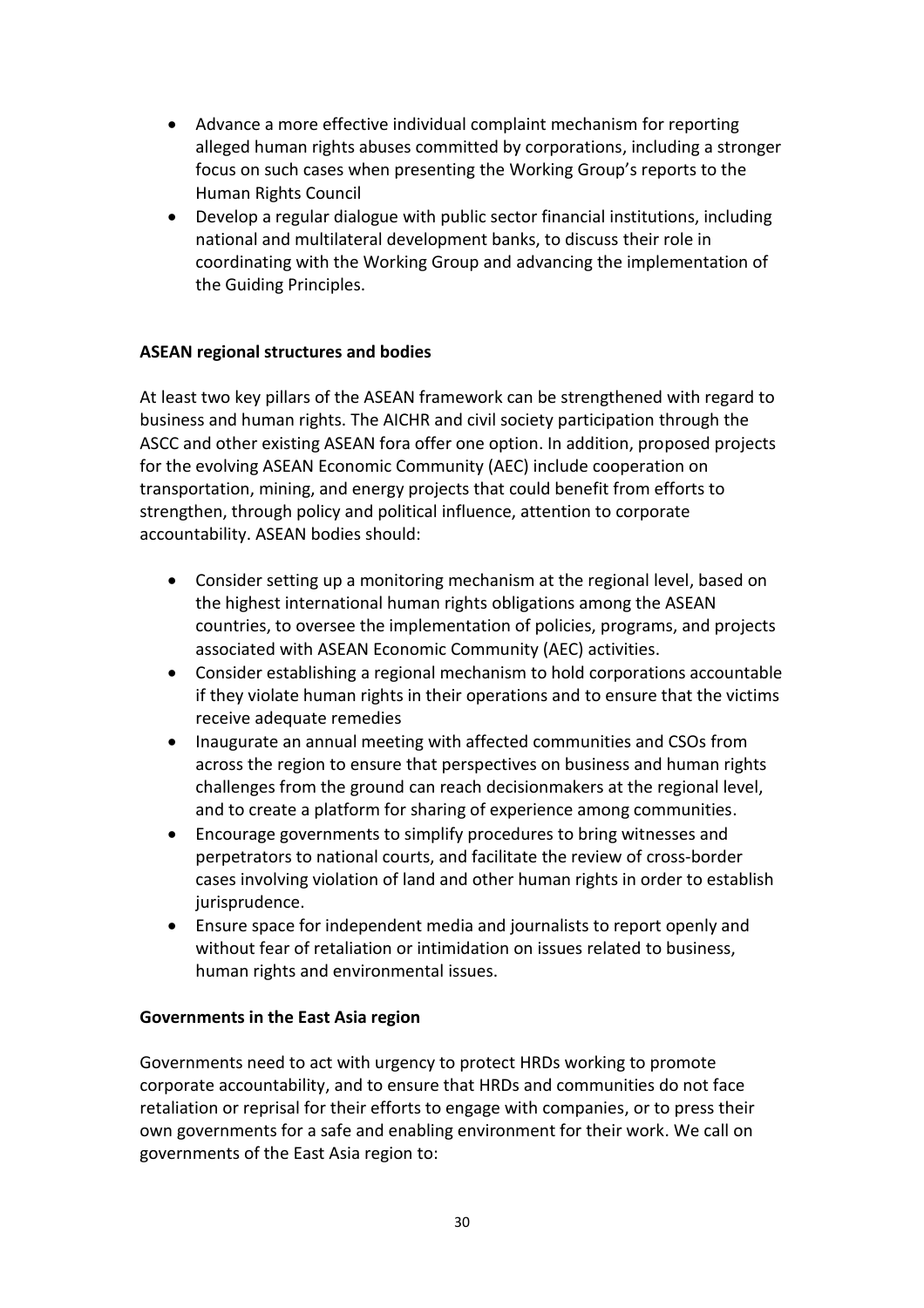- Advance a more effective individual complaint mechanism for reporting alleged human rights abuses committed by corporations, including a stronger focus on such cases when presenting the Working Group's reports to the Human Rights Council
- Develop a regular dialogue with public sector financial institutions, including national and multilateral development banks, to discuss their role in coordinating with the Working Group and advancing the implementation of the Guiding Principles.

**ASEAN regional structures and bodies**

At least two key pillars of the ASEAN framework can be strengthened with regard to business and human rights. The AICHR and civil society participation through the ASCC and other existing ASEAN fora offer one option. In addition, proposed projects for the evolving ASEAN Economic Community (AEC) include cooperation on transportation, mining, and energy projects that could benefit from efforts to strengthen, through policy and political influence, attention to corporate accountability. ASEAN bodies should:

- Consider setting up a monitoring mechanism at the regional level, based on the highest international human rights obligations among the ASEAN countries, to oversee the implementation of policies, programs, and projects associated with ASEAN Economic Community (AEC) activities.
- Consider establishing a regional mechanism to hold corporations accountable if they violate human rights in their operations and to ensure that the victims receive adequate remedies
- Inaugurate an annual meeting with affected communities and CSOs from across the region to ensure that perspectives on business and human rights challenges from the ground can reach decisionmakers at the regional level, and to create a platform for sharing of experience among communities.
- Encourage governments to simplify procedures to bring witnesses and perpetrators to national courts, and facilitate the review of cross-border cases involving violation of land and other human rights in order to establish jurisprudence.
- Ensure space for independent media and journalists to report openly and without fear of retaliation or intimidation on issues related to business, human rights and environmental issues.

**Governments in the East Asia region**

Governments need to act with urgency to protect HRDs working to promote corporate accountability, and to ensure that HRDs and communities do not face retaliation or reprisal for their efforts to engage with companies, or to press their own governments for a safe and enabling environment for their work. We call on governments of the East Asia region to: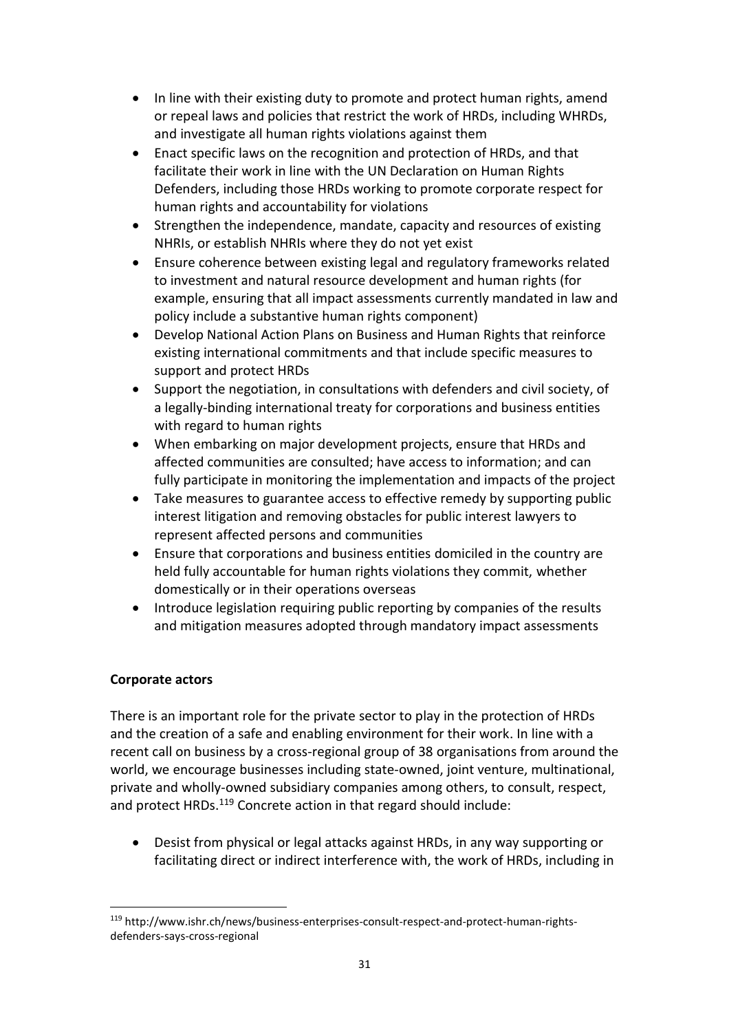- In line with their existing duty to promote and protect human rights, amend or repeal laws and policies that restrict the work of HRDs, including WHRDs, and investigate all human rights violations against them
- Enact specific laws on the recognition and protection of HRDs, and that facilitate their work in line with the UN Declaration on Human Rights Defenders, including those HRDs working to promote corporate respect for human rights and accountability for violations
- Strengthen the independence, mandate, capacity and resources of existing NHRIs, or establish NHRIs where they do not yet exist
- Ensure coherence between existing legal and regulatory frameworks related to investment and natural resource development and human rights (for example, ensuring that all impact assessments currently mandated in law and policy include a substantive human rights component)
- Develop National Action Plans on Business and Human Rights that reinforce existing international commitments and that include specific measures to support and protect HRDs
- Support the negotiation, in consultations with defenders and civil society, of a legally-binding international treaty for corporations and business entities with regard to human rights
- When embarking on major development projects, ensure that HRDs and affected communities are consulted; have access to information; and can fully participate in monitoring the implementation and impacts of the project
- Take measures to guarantee access to effective remedy by supporting public interest litigation and removing obstacles for public interest lawyers to represent affected persons and communities
- Ensure that corporations and business entities domiciled in the country are held fully accountable for human rights violations they commit, whether domestically or in their operations overseas
- Introduce legislation requiring public reporting by companies of the results and mitigation measures adopted through mandatory impact assessments

**Corporate actors**

There is an important role for the private sector to play in the protection of HRDs and the creation of a safe and enabling environment for their work. In line with a recent call on business by a cross-regional group of 38 organisations from around the world, we encourage businesses including state-owned, joint venture, multinational, private and wholly-owned subsidiary companies among others, to consult, respect, and protect HRDs.[119] Concrete action in that regard should include:

- Desist from physical or legal attacks against HRDs, in any way supporting or facilitating direct or indirect interference with, the work of HRDs, including in

[119] http://www.ishr.ch/news/business-enterprises-consult-respect-and-protect-human-rights-defenders-says-cross-regional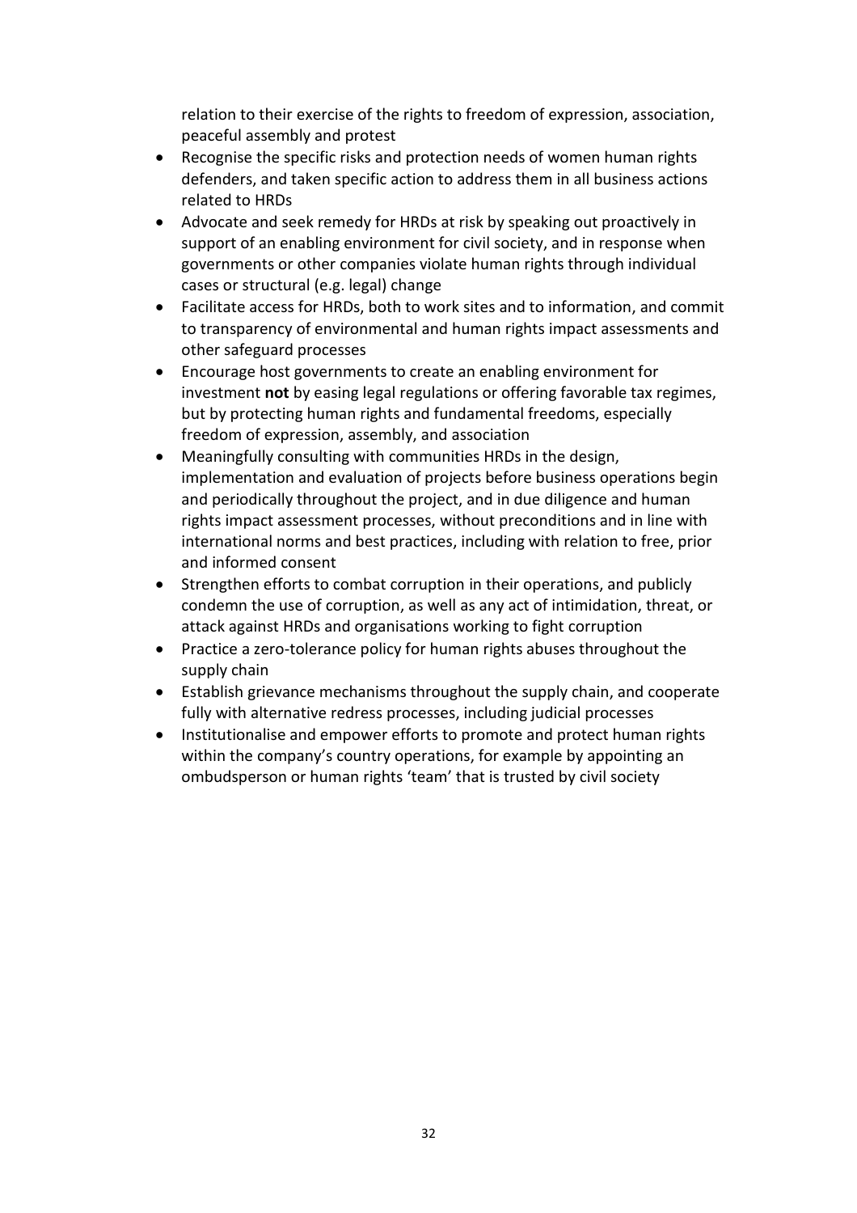relation to their exercise of the rights to freedom of expression, association, peaceful assembly and protest

- Recognise the specific risks and protection needs of women human rights defenders, and taken specific action to address them in all business actions related to HRDs
- Advocate and seek remedy for HRDs at risk by speaking out proactively in support of an enabling environment for civil society, and in response when governments or other companies violate human rights through individual cases or structural (e.g. legal) change
- Facilitate access for HRDs, both to work sites and to information, and commit to transparency of environmental and human rights impact assessments and other safeguard processes
- Encourage host governments to create an enabling environment for investment **not** by easing legal regulations or offering favorable tax regimes, but by protecting human rights and fundamental freedoms, especially freedom of expression, assembly, and association
- Meaningfully consulting with communities HRDs in the design, implementation and evaluation of projects before business operations begin and periodically throughout the project, and in due diligence and human rights impact assessment processes, without preconditions and in line with international norms and best practices, including with relation to free, prior and informed consent
- Strengthen efforts to combat corruption in their operations, and publicly condemn the use of corruption, as well as any act of intimidation, threat, or attack against HRDs and organisations working to fight corruption
- Practice a zero-tolerance policy for human rights abuses throughout the supply chain
- Establish grievance mechanisms throughout the supply chain, and cooperate fully with alternative redress processes, including judicial processes
- Institutionalise and empower efforts to promote and protect human rights within the company's country operations, for example by appointing an ombudsperson or human rights 'team' that is trusted by civil society